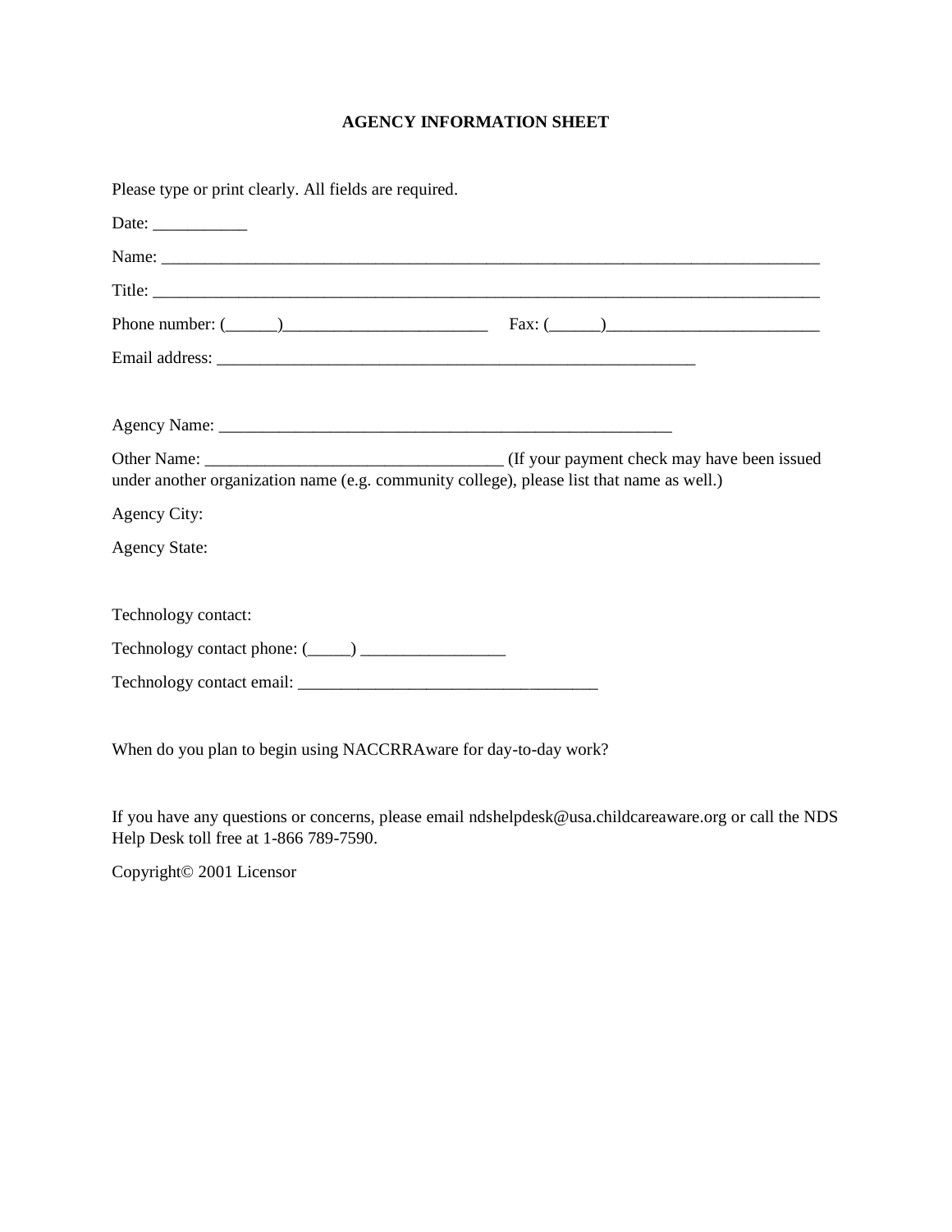# AGENCY INFORMATION SHEET

Please type or print clearly. All fields are required.

Date: ___________

Name: ________________________________________________________________________________

Title: ________________________________________________________________________________

Phone number: (______)________________________ Fax: (______)_________________________

Email address: ___________________________________________________________

Agency Name: ________________________________________________________

Other Name: __________________________________ (If your payment check may have been issued under another organization name (e.g. community college), please list that name as well.)

Agency City:

Agency State:

Technology contact:

Technology contact phone: (_____) _________________

Technology contact email: ___________________________________

When do you plan to begin using NACCRRAware for day-to-day work?

If you have any questions or concerns, please email ndshelpdesk@usa.childcareaware.org or call the NDS Help Desk toll free at 1-866 789-7590.

Copyright© 2001 Licensor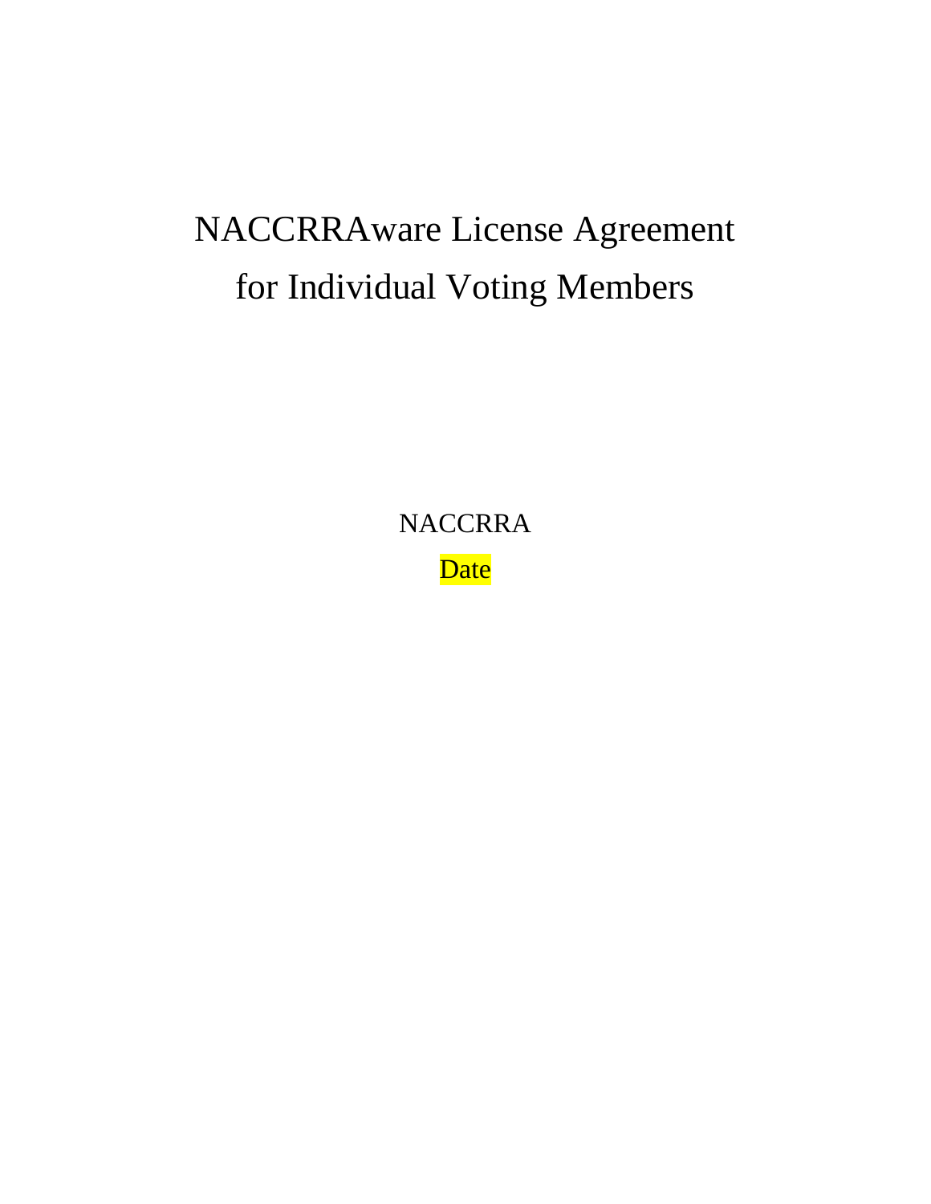# NACCRRAware License Agreement for Individual Voting Members

NACCRRA

Date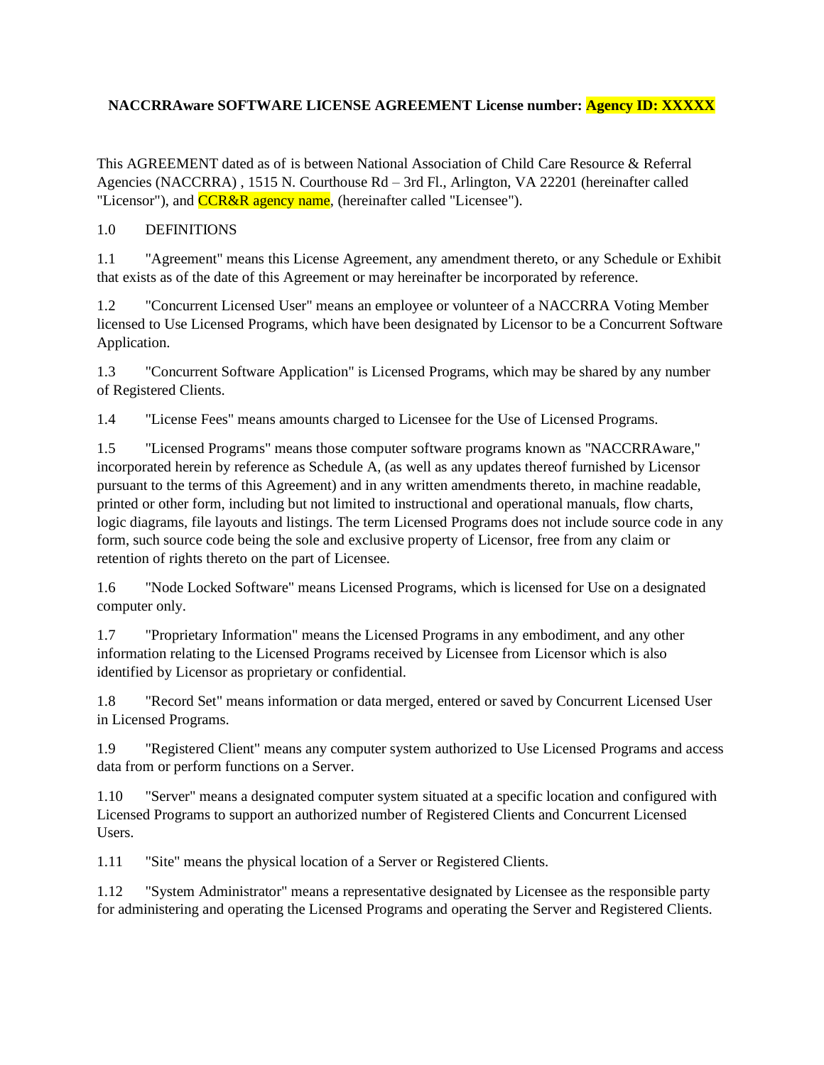**NACCRRAware SOFTWARE LICENSE AGREEMENT License number: Agency ID: XXXXX**

This AGREEMENT dated as of is between National Association of Child Care Resource & Referral Agencies (NACCRRA) , 1515 N. Courthouse Rd – 3rd Fl., Arlington, VA 22201 (hereinafter called "Licensor"), and CCR&R agency name, (hereinafter called "Licensee").

1.0 DEFINITIONS

1.1 "Agreement" means this License Agreement, any amendment thereto, or any Schedule or Exhibit that exists as of the date of this Agreement or may hereinafter be incorporated by reference.

1.2 "Concurrent Licensed User" means an employee or volunteer of a NACCRRA Voting Member licensed to Use Licensed Programs, which have been designated by Licensor to be a Concurrent Software Application.

1.3 "Concurrent Software Application" is Licensed Programs, which may be shared by any number of Registered Clients.

1.4 "License Fees" means amounts charged to Licensee for the Use of Licensed Programs.

1.5 "Licensed Programs" means those computer software programs known as "NACCRRAware," incorporated herein by reference as Schedule A, (as well as any updates thereof furnished by Licensor pursuant to the terms of this Agreement) and in any written amendments thereto, in machine readable, printed or other form, including but not limited to instructional and operational manuals, flow charts, logic diagrams, file layouts and listings. The term Licensed Programs does not include source code in any form, such source code being the sole and exclusive property of Licensor, free from any claim or retention of rights thereto on the part of Licensee.

1.6 "Node Locked Software" means Licensed Programs, which is licensed for Use on a designated computer only.

1.7 "Proprietary Information" means the Licensed Programs in any embodiment, and any other information relating to the Licensed Programs received by Licensee from Licensor which is also identified by Licensor as proprietary or confidential.

1.8 "Record Set" means information or data merged, entered or saved by Concurrent Licensed User in Licensed Programs.

1.9 "Registered Client" means any computer system authorized to Use Licensed Programs and access data from or perform functions on a Server.

1.10 "Server" means a designated computer system situated at a specific location and configured with Licensed Programs to support an authorized number of Registered Clients and Concurrent Licensed Users.

1.11 "Site" means the physical location of a Server or Registered Clients.

1.12 "System Administrator" means a representative designated by Licensee as the responsible party for administering and operating the Licensed Programs and operating the Server and Registered Clients.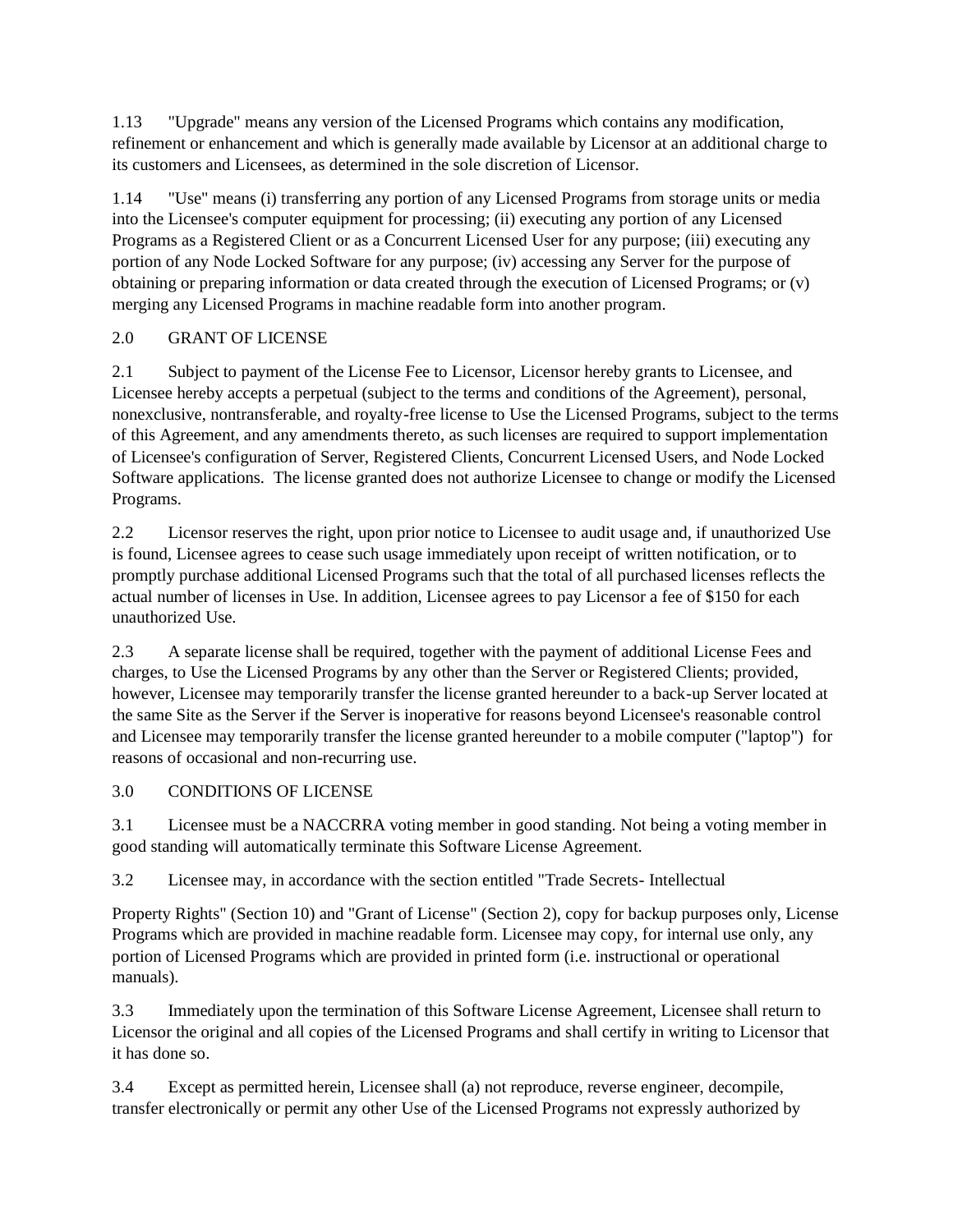1.13 "Upgrade" means any version of the Licensed Programs which contains any modification, refinement or enhancement and which is generally made available by Licensor at an additional charge to its customers and Licensees, as determined in the sole discretion of Licensor.

1.14 "Use" means (i) transferring any portion of any Licensed Programs from storage units or media into the Licensee's computer equipment for processing; (ii) executing any portion of any Licensed Programs as a Registered Client or as a Concurrent Licensed User for any purpose; (iii) executing any portion of any Node Locked Software for any purpose; (iv) accessing any Server for the purpose of obtaining or preparing information or data created through the execution of Licensed Programs; or (v) merging any Licensed Programs in machine readable form into another program.

2.0 GRANT OF LICENSE

2.1 Subject to payment of the License Fee to Licensor, Licensor hereby grants to Licensee, and Licensee hereby accepts a perpetual (subject to the terms and conditions of the Agreement), personal, nonexclusive, nontransferable, and royalty-free license to Use the Licensed Programs, subject to the terms of this Agreement, and any amendments thereto, as such licenses are required to support implementation of Licensee's configuration of Server, Registered Clients, Concurrent Licensed Users, and Node Locked Software applications. The license granted does not authorize Licensee to change or modify the Licensed Programs.

2.2 Licensor reserves the right, upon prior notice to Licensee to audit usage and, if unauthorized Use is found, Licensee agrees to cease such usage immediately upon receipt of written notification, or to promptly purchase additional Licensed Programs such that the total of all purchased licenses reflects the actual number of licenses in Use. In addition, Licensee agrees to pay Licensor a fee of $150 for each unauthorized Use.

2.3 A separate license shall be required, together with the payment of additional License Fees and charges, to Use the Licensed Programs by any other than the Server or Registered Clients; provided, however, Licensee may temporarily transfer the license granted hereunder to a back-up Server located at the same Site as the Server if the Server is inoperative for reasons beyond Licensee's reasonable control and Licensee may temporarily transfer the license granted hereunder to a mobile computer ("laptop") for reasons of occasional and non-recurring use.

3.0 CONDITIONS OF LICENSE

3.1 Licensee must be a NACCRRA voting member in good standing. Not being a voting member in good standing will automatically terminate this Software License Agreement.

3.2 Licensee may, in accordance with the section entitled "Trade Secrets- Intellectual Property Rights" (Section 10) and "Grant of License" (Section 2), copy for backup purposes only, License Programs which are provided in machine readable form. Licensee may copy, for internal use only, any portion of Licensed Programs which are provided in printed form (i.e. instructional or operational manuals).

3.3 Immediately upon the termination of this Software License Agreement, Licensee shall return to Licensor the original and all copies of the Licensed Programs and shall certify in writing to Licensor that it has done so.

3.4 Except as permitted herein, Licensee shall (a) not reproduce, reverse engineer, decompile, transfer electronically or permit any other Use of the Licensed Programs not expressly authorized by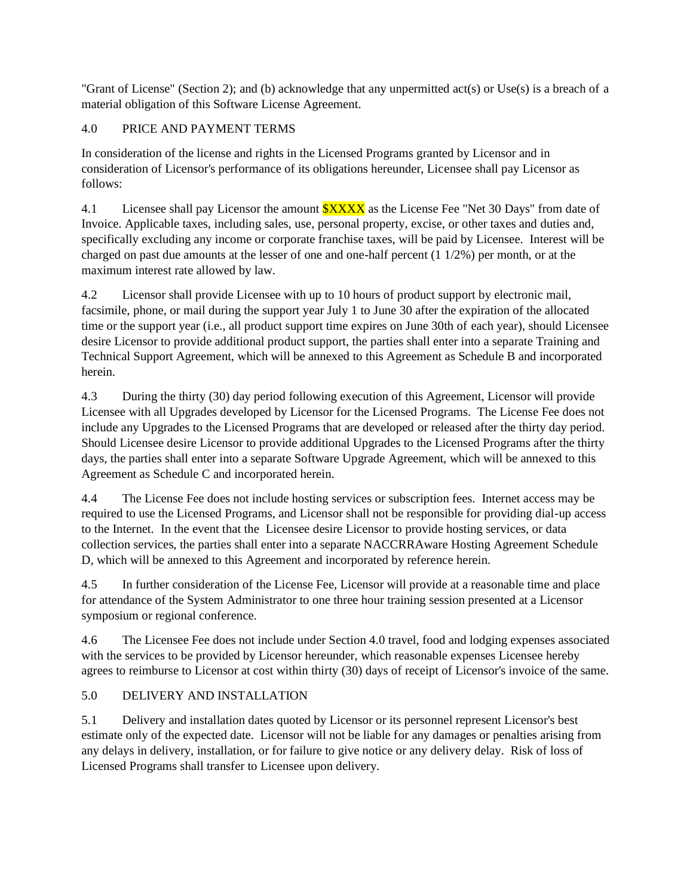"Grant of License" (Section 2); and (b) acknowledge that any unpermitted act(s) or Use(s) is a breach of a material obligation of this Software License Agreement.

## 4.0 PRICE AND PAYMENT TERMS

In consideration of the license and rights in the Licensed Programs granted by Licensor and in consideration of Licensor's performance of its obligations hereunder, Licensee shall pay Licensor as follows:

4.1 Licensee shall pay Licensor the amount $XXXX as the License Fee "Net 30 Days" from date of Invoice. Applicable taxes, including sales, use, personal property, excise, or other taxes and duties and, specifically excluding any income or corporate franchise taxes, will be paid by Licensee. Interest will be charged on past due amounts at the lesser of one and one-half percent (1 1/2%) per month, or at the maximum interest rate allowed by law.

4.2 Licensor shall provide Licensee with up to 10 hours of product support by electronic mail, facsimile, phone, or mail during the support year July 1 to June 30 after the expiration of the allocated time or the support year (i.e., all product support time expires on June 30th of each year), should Licensee desire Licensor to provide additional product support, the parties shall enter into a separate Training and Technical Support Agreement, which will be annexed to this Agreement as Schedule B and incorporated herein.

4.3 During the thirty (30) day period following execution of this Agreement, Licensor will provide Licensee with all Upgrades developed by Licensor for the Licensed Programs. The License Fee does not include any Upgrades to the Licensed Programs that are developed or released after the thirty day period. Should Licensee desire Licensor to provide additional Upgrades to the Licensed Programs after the thirty days, the parties shall enter into a separate Software Upgrade Agreement, which will be annexed to this Agreement as Schedule C and incorporated herein.

4.4 The License Fee does not include hosting services or subscription fees. Internet access may be required to use the Licensed Programs, and Licensor shall not be responsible for providing dial-up access to the Internet. In the event that the Licensee desire Licensor to provide hosting services, or data collection services, the parties shall enter into a separate NACCRRAware Hosting Agreement Schedule D, which will be annexed to this Agreement and incorporated by reference herein.

4.5 In further consideration of the License Fee, Licensor will provide at a reasonable time and place for attendance of the System Administrator to one three hour training session presented at a Licensor symposium or regional conference.

4.6 The Licensee Fee does not include under Section 4.0 travel, food and lodging expenses associated with the services to be provided by Licensor hereunder, which reasonable expenses Licensee hereby agrees to reimburse to Licensor at cost within thirty (30) days of receipt of Licensor's invoice of the same.

## 5.0 DELIVERY AND INSTALLATION

5.1 Delivery and installation dates quoted by Licensor or its personnel represent Licensor's best estimate only of the expected date. Licensor will not be liable for any damages or penalties arising from any delays in delivery, installation, or for failure to give notice or any delivery delay. Risk of loss of Licensed Programs shall transfer to Licensee upon delivery.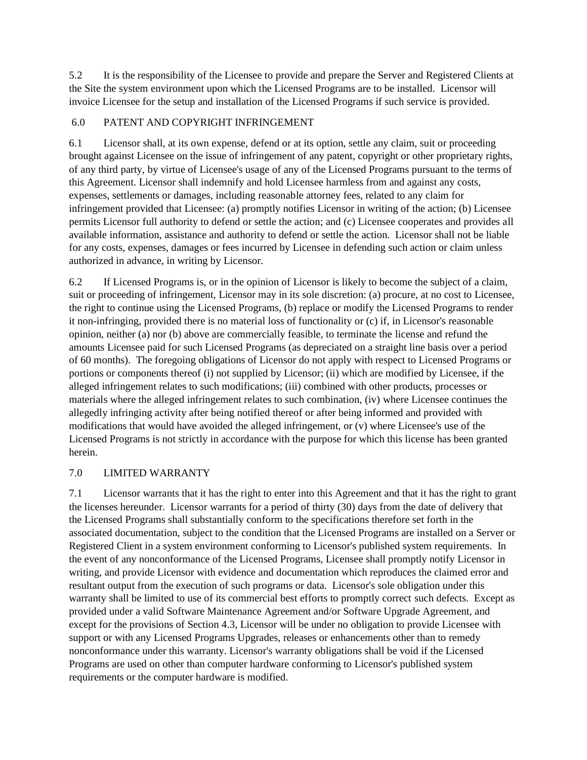5.2 It is the responsibility of the Licensee to provide and prepare the Server and Registered Clients at the Site the system environment upon which the Licensed Programs are to be installed. Licensor will invoice Licensee for the setup and installation of the Licensed Programs if such service is provided.

## 6.0 PATENT AND COPYRIGHT INFRINGEMENT

6.1 Licensor shall, at its own expense, defend or at its option, settle any claim, suit or proceeding brought against Licensee on the issue of infringement of any patent, copyright or other proprietary rights, of any third party, by virtue of Licensee's usage of any of the Licensed Programs pursuant to the terms of this Agreement. Licensor shall indemnify and hold Licensee harmless from and against any costs, expenses, settlements or damages, including reasonable attorney fees, related to any claim for infringement provided that Licensee: (a) promptly notifies Licensor in writing of the action; (b) Licensee permits Licensor full authority to defend or settle the action; and (c) Licensee cooperates and provides all available information, assistance and authority to defend or settle the action. Licensor shall not be liable for any costs, expenses, damages or fees incurred by Licensee in defending such action or claim unless authorized in advance, in writing by Licensor.

6.2 If Licensed Programs is, or in the opinion of Licensor is likely to become the subject of a claim, suit or proceeding of infringement, Licensor may in its sole discretion: (a) procure, at no cost to Licensee, the right to continue using the Licensed Programs, (b) replace or modify the Licensed Programs to render it non-infringing, provided there is no material loss of functionality or (c) if, in Licensor's reasonable opinion, neither (a) nor (b) above are commercially feasible, to terminate the license and refund the amounts Licensee paid for such Licensed Programs (as depreciated on a straight line basis over a period of 60 months). The foregoing obligations of Licensor do not apply with respect to Licensed Programs or portions or components thereof (i) not supplied by Licensor; (ii) which are modified by Licensee, if the alleged infringement relates to such modifications; (iii) combined with other products, processes or materials where the alleged infringement relates to such combination, (iv) where Licensee continues the allegedly infringing activity after being notified thereof or after being informed and provided with modifications that would have avoided the alleged infringement, or (v) where Licensee's use of the Licensed Programs is not strictly in accordance with the purpose for which this license has been granted herein.

## 7.0 LIMITED WARRANTY

7.1 Licensor warrants that it has the right to enter into this Agreement and that it has the right to grant the licenses hereunder. Licensor warrants for a period of thirty (30) days from the date of delivery that the Licensed Programs shall substantially conform to the specifications therefore set forth in the associated documentation, subject to the condition that the Licensed Programs are installed on a Server or Registered Client in a system environment conforming to Licensor's published system requirements. In the event of any nonconformance of the Licensed Programs, Licensee shall promptly notify Licensor in writing, and provide Licensor with evidence and documentation which reproduces the claimed error and resultant output from the execution of such programs or data. Licensor's sole obligation under this warranty shall be limited to use of its commercial best efforts to promptly correct such defects. Except as provided under a valid Software Maintenance Agreement and/or Software Upgrade Agreement, and except for the provisions of Section 4.3, Licensor will be under no obligation to provide Licensee with support or with any Licensed Programs Upgrades, releases or enhancements other than to remedy nonconformance under this warranty. Licensor's warranty obligations shall be void if the Licensed Programs are used on other than computer hardware conforming to Licensor's published system requirements or the computer hardware is modified.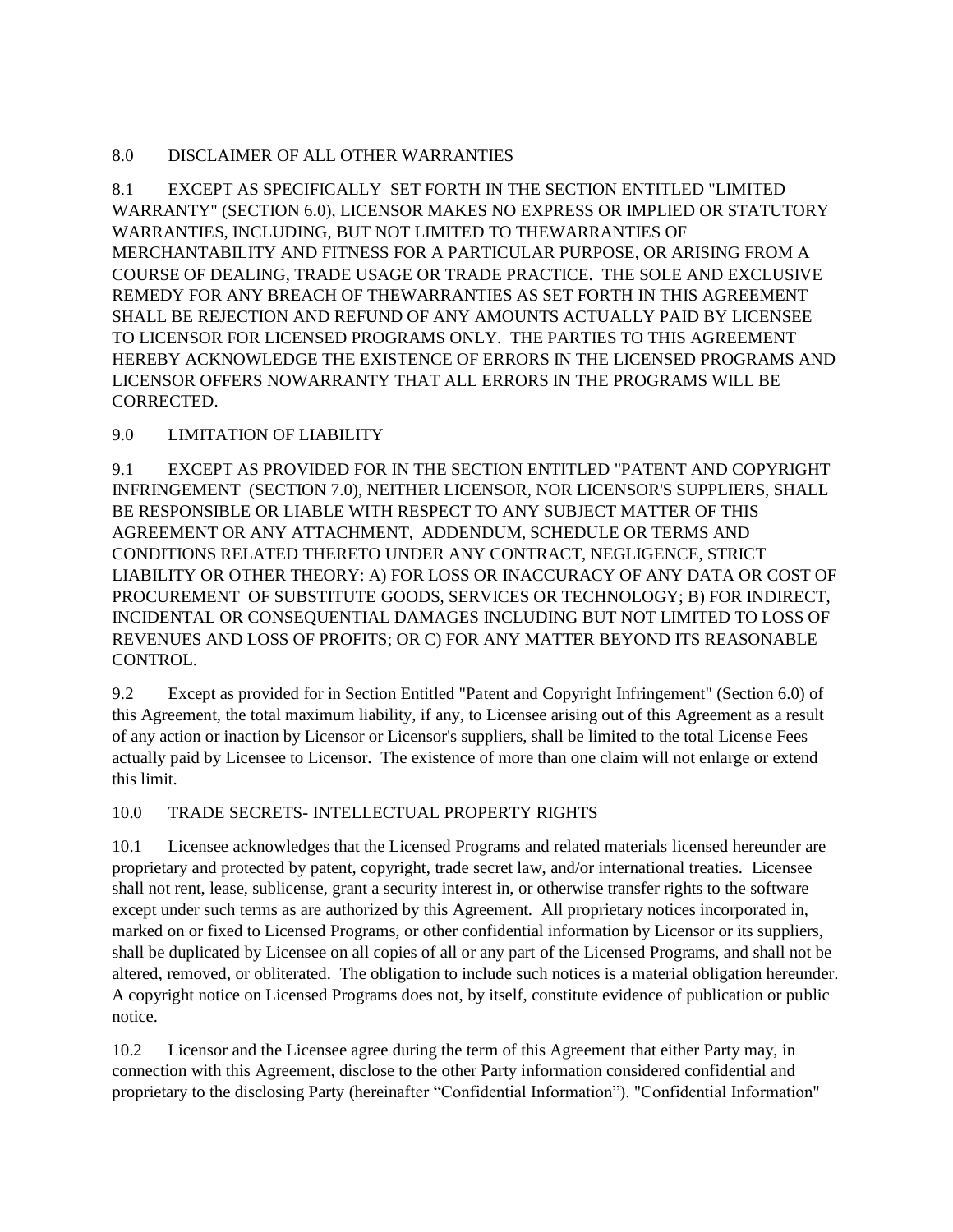## 8.0 DISCLAIMER OF ALL OTHER WARRANTIES

8.1 EXCEPT AS SPECIFICALLY SET FORTH IN THE SECTION ENTITLED "LIMITED WARRANTY" (SECTION 6.0), LICENSOR MAKES NO EXPRESS OR IMPLIED OR STATUTORY WARRANTIES, INCLUDING, BUT NOT LIMITED TO THEWARRANTIES OF MERCHANTABILITY AND FITNESS FOR A PARTICULAR PURPOSE, OR ARISING FROM A COURSE OF DEALING, TRADE USAGE OR TRADE PRACTICE. THE SOLE AND EXCLUSIVE REMEDY FOR ANY BREACH OF THEWARRANTIES AS SET FORTH IN THIS AGREEMENT SHALL BE REJECTION AND REFUND OF ANY AMOUNTS ACTUALLY PAID BY LICENSEE TO LICENSOR FOR LICENSED PROGRAMS ONLY. THE PARTIES TO THIS AGREEMENT HEREBY ACKNOWLEDGE THE EXISTENCE OF ERRORS IN THE LICENSED PROGRAMS AND LICENSOR OFFERS NOWARRANTY THAT ALL ERRORS IN THE PROGRAMS WILL BE CORRECTED.

## 9.0 LIMITATION OF LIABILITY

9.1 EXCEPT AS PROVIDED FOR IN THE SECTION ENTITLED "PATENT AND COPYRIGHT INFRINGEMENT (SECTION 7.0), NEITHER LICENSOR, NOR LICENSOR'S SUPPLIERS, SHALL BE RESPONSIBLE OR LIABLE WITH RESPECT TO ANY SUBJECT MATTER OF THIS AGREEMENT OR ANY ATTACHMENT, ADDENDUM, SCHEDULE OR TERMS AND CONDITIONS RELATED THERETO UNDER ANY CONTRACT, NEGLIGENCE, STRICT LIABILITY OR OTHER THEORY: A) FOR LOSS OR INACCURACY OF ANY DATA OR COST OF PROCUREMENT OF SUBSTITUTE GOODS, SERVICES OR TECHNOLOGY; B) FOR INDIRECT, INCIDENTAL OR CONSEQUENTIAL DAMAGES INCLUDING BUT NOT LIMITED TO LOSS OF REVENUES AND LOSS OF PROFITS; OR C) FOR ANY MATTER BEYOND ITS REASONABLE CONTROL.

9.2 Except as provided for in Section Entitled "Patent and Copyright Infringement" (Section 6.0) of this Agreement, the total maximum liability, if any, to Licensee arising out of this Agreement as a result of any action or inaction by Licensor or Licensor's suppliers, shall be limited to the total License Fees actually paid by Licensee to Licensor. The existence of more than one claim will not enlarge or extend this limit.

## 10.0 TRADE SECRETS- INTELLECTUAL PROPERTY RIGHTS

10.1 Licensee acknowledges that the Licensed Programs and related materials licensed hereunder are proprietary and protected by patent, copyright, trade secret law, and/or international treaties. Licensee shall not rent, lease, sublicense, grant a security interest in, or otherwise transfer rights to the software except under such terms as are authorized by this Agreement. All proprietary notices incorporated in, marked on or fixed to Licensed Programs, or other confidential information by Licensor or its suppliers, shall be duplicated by Licensee on all copies of all or any part of the Licensed Programs, and shall not be altered, removed, or obliterated. The obligation to include such notices is a material obligation hereunder. A copyright notice on Licensed Programs does not, by itself, constitute evidence of publication or public notice.

10.2 Licensor and the Licensee agree during the term of this Agreement that either Party may, in connection with this Agreement, disclose to the other Party information considered confidential and proprietary to the disclosing Party (hereinafter "Confidential Information"). "Confidential Information"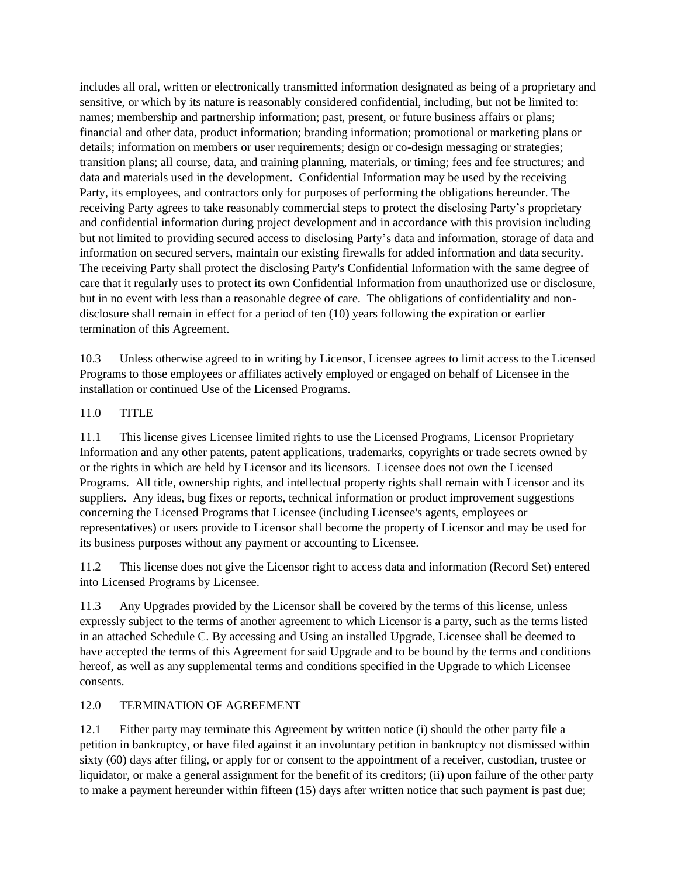includes all oral, written or electronically transmitted information designated as being of a proprietary and sensitive, or which by its nature is reasonably considered confidential, including, but not be limited to: names; membership and partnership information; past, present, or future business affairs or plans; financial and other data, product information; branding information; promotional or marketing plans or details; information on members or user requirements; design or co-design messaging or strategies; transition plans; all course, data, and training planning, materials, or timing; fees and fee structures; and data and materials used in the development. Confidential Information may be used by the receiving Party, its employees, and contractors only for purposes of performing the obligations hereunder. The receiving Party agrees to take reasonably commercial steps to protect the disclosing Party's proprietary and confidential information during project development and in accordance with this provision including but not limited to providing secured access to disclosing Party's data and information, storage of data and information on secured servers, maintain our existing firewalls for added information and data security. The receiving Party shall protect the disclosing Party's Confidential Information with the same degree of care that it regularly uses to protect its own Confidential Information from unauthorized use or disclosure, but in no event with less than a reasonable degree of care. The obligations of confidentiality and non-disclosure shall remain in effect for a period of ten (10) years following the expiration or earlier termination of this Agreement.

10.3 Unless otherwise agreed to in writing by Licensor, Licensee agrees to limit access to the Licensed Programs to those employees or affiliates actively employed or engaged on behalf of Licensee in the installation or continued Use of the Licensed Programs.

## 11.0 TITLE

11.1 This license gives Licensee limited rights to use the Licensed Programs, Licensor Proprietary Information and any other patents, patent applications, trademarks, copyrights or trade secrets owned by or the rights in which are held by Licensor and its licensors. Licensee does not own the Licensed Programs. All title, ownership rights, and intellectual property rights shall remain with Licensor and its suppliers. Any ideas, bug fixes or reports, technical information or product improvement suggestions concerning the Licensed Programs that Licensee (including Licensee's agents, employees or representatives) or users provide to Licensor shall become the property of Licensor and may be used for its business purposes without any payment or accounting to Licensee.

11.2 This license does not give the Licensor right to access data and information (Record Set) entered into Licensed Programs by Licensee.

11.3 Any Upgrades provided by the Licensor shall be covered by the terms of this license, unless expressly subject to the terms of another agreement to which Licensor is a party, such as the terms listed in an attached Schedule C. By accessing and Using an installed Upgrade, Licensee shall be deemed to have accepted the terms of this Agreement for said Upgrade and to be bound by the terms and conditions hereof, as well as any supplemental terms and conditions specified in the Upgrade to which Licensee consents.

## 12.0 TERMINATION OF AGREEMENT

12.1 Either party may terminate this Agreement by written notice (i) should the other party file a petition in bankruptcy, or have filed against it an involuntary petition in bankruptcy not dismissed within sixty (60) days after filing, or apply for or consent to the appointment of a receiver, custodian, trustee or liquidator, or make a general assignment for the benefit of its creditors; (ii) upon failure of the other party to make a payment hereunder within fifteen (15) days after written notice that such payment is past due;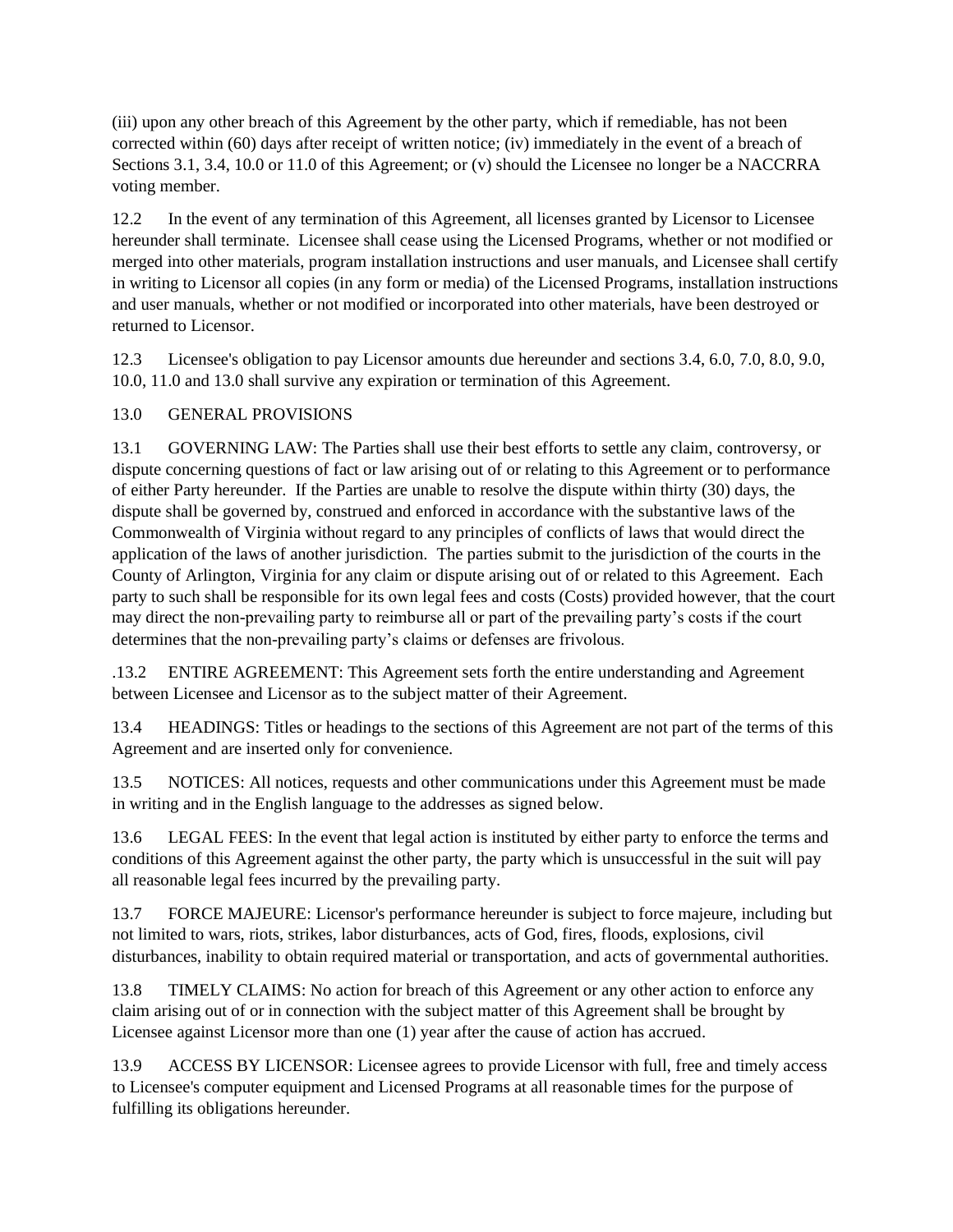(iii) upon any other breach of this Agreement by the other party, which if remediable, has not been corrected within (60) days after receipt of written notice; (iv) immediately in the event of a breach of Sections 3.1, 3.4, 10.0 or 11.0 of this Agreement; or (v) should the Licensee no longer be a NACCRRA voting member.

12.2 In the event of any termination of this Agreement, all licenses granted by Licensor to Licensee hereunder shall terminate. Licensee shall cease using the Licensed Programs, whether or not modified or merged into other materials, program installation instructions and user manuals, and Licensee shall certify in writing to Licensor all copies (in any form or media) of the Licensed Programs, installation instructions and user manuals, whether or not modified or incorporated into other materials, have been destroyed or returned to Licensor.

12.3 Licensee's obligation to pay Licensor amounts due hereunder and sections 3.4, 6.0, 7.0, 8.0, 9.0, 10.0, 11.0 and 13.0 shall survive any expiration or termination of this Agreement.

13.0 GENERAL PROVISIONS

13.1 GOVERNING LAW: The Parties shall use their best efforts to settle any claim, controversy, or dispute concerning questions of fact or law arising out of or relating to this Agreement or to performance of either Party hereunder. If the Parties are unable to resolve the dispute within thirty (30) days, the dispute shall be governed by, construed and enforced in accordance with the substantive laws of the Commonwealth of Virginia without regard to any principles of conflicts of laws that would direct the application of the laws of another jurisdiction. The parties submit to the jurisdiction of the courts in the County of Arlington, Virginia for any claim or dispute arising out of or related to this Agreement. Each party to such shall be responsible for its own legal fees and costs (Costs) provided however, that the court may direct the non-prevailing party to reimburse all or part of the prevailing party's costs if the court determines that the non-prevailing party's claims or defenses are frivolous.

.13.2 ENTIRE AGREEMENT: This Agreement sets forth the entire understanding and Agreement between Licensee and Licensor as to the subject matter of their Agreement.

13.4 HEADINGS: Titles or headings to the sections of this Agreement are not part of the terms of this Agreement and are inserted only for convenience.

13.5 NOTICES: All notices, requests and other communications under this Agreement must be made in writing and in the English language to the addresses as signed below.

13.6 LEGAL FEES: In the event that legal action is instituted by either party to enforce the terms and conditions of this Agreement against the other party, the party which is unsuccessful in the suit will pay all reasonable legal fees incurred by the prevailing party.

13.7 FORCE MAJEURE: Licensor's performance hereunder is subject to force majeure, including but not limited to wars, riots, strikes, labor disturbances, acts of God, fires, floods, explosions, civil disturbances, inability to obtain required material or transportation, and acts of governmental authorities.

13.8 TIMELY CLAIMS: No action for breach of this Agreement or any other action to enforce any claim arising out of or in connection with the subject matter of this Agreement shall be brought by Licensee against Licensor more than one (1) year after the cause of action has accrued.

13.9 ACCESS BY LICENSOR: Licensee agrees to provide Licensor with full, free and timely access to Licensee's computer equipment and Licensed Programs at all reasonable times for the purpose of fulfilling its obligations hereunder.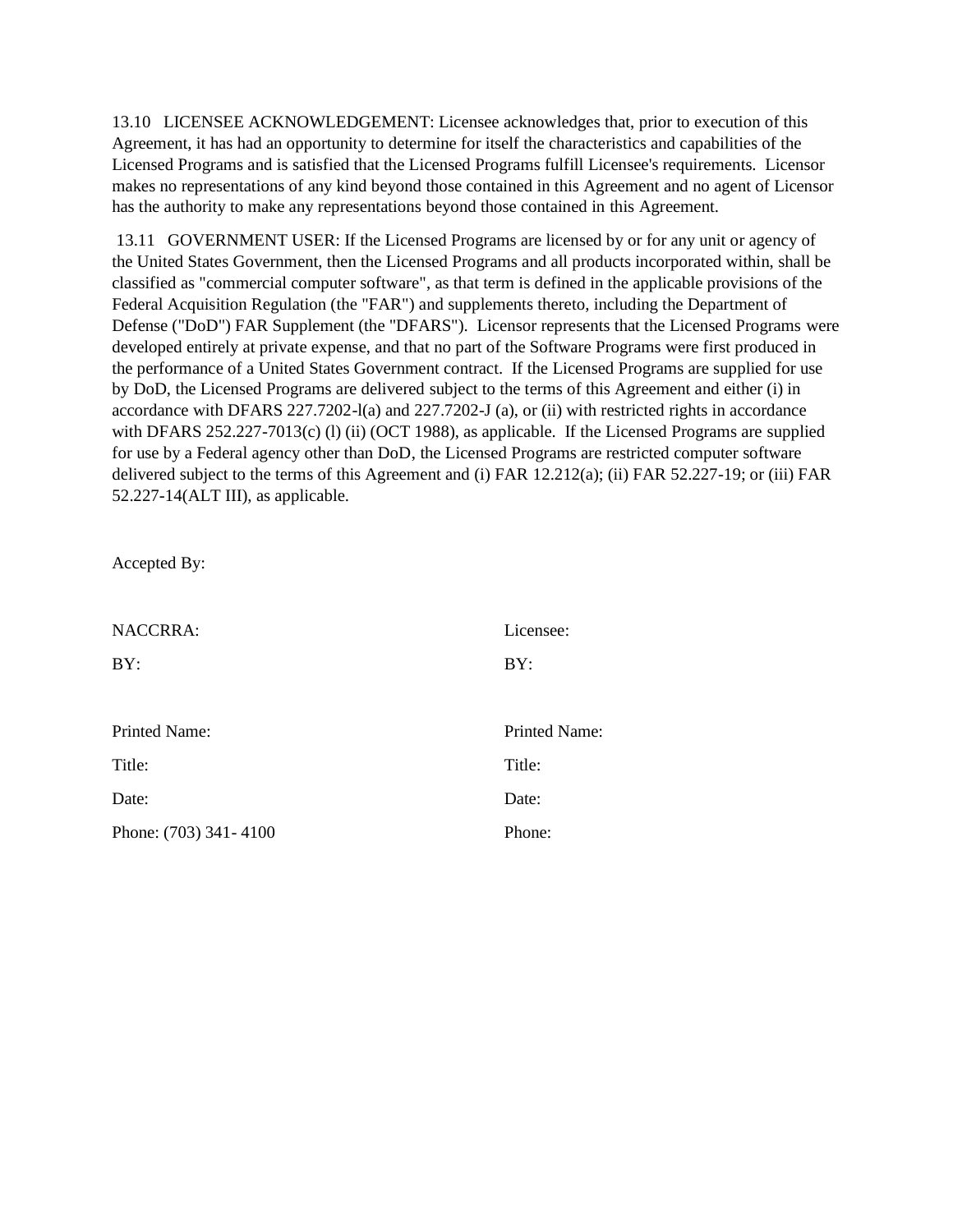13.10 LICENSEE ACKNOWLEDGEMENT: Licensee acknowledges that, prior to execution of this Agreement, it has had an opportunity to determine for itself the characteristics and capabilities of the Licensed Programs and is satisfied that the Licensed Programs fulfill Licensee's requirements. Licensor makes no representations of any kind beyond those contained in this Agreement and no agent of Licensor has the authority to make any representations beyond those contained in this Agreement.

13.11 GOVERNMENT USER: If the Licensed Programs are licensed by or for any unit or agency of the United States Government, then the Licensed Programs and all products incorporated within, shall be classified as "commercial computer software", as that term is defined in the applicable provisions of the Federal Acquisition Regulation (the "FAR") and supplements thereto, including the Department of Defense ("DoD") FAR Supplement (the "DFARS"). Licensor represents that the Licensed Programs were developed entirely at private expense, and that no part of the Software Programs were first produced in the performance of a United States Government contract. If the Licensed Programs are supplied for use by DoD, the Licensed Programs are delivered subject to the terms of this Agreement and either (i) in accordance with DFARS 227.7202-l(a) and 227.7202-J (a), or (ii) with restricted rights in accordance with DFARS 252.227-7013(c) (l) (ii) (OCT 1988), as applicable. If the Licensed Programs are supplied for use by a Federal agency other than DoD, the Licensed Programs are restricted computer software delivered subject to the terms of this Agreement and (i) FAR 12.212(a); (ii) FAR 52.227-19; or (iii) FAR 52.227-14(ALT III), as applicable.

Accepted By:

| NACCRRA: | Licensee: |
|---|---|
| BY: | BY: |
| Printed Name: | Printed Name: |
| Title: | Title: |
| Date: | Date: |
| Phone: (703) 341- 4100 | Phone: |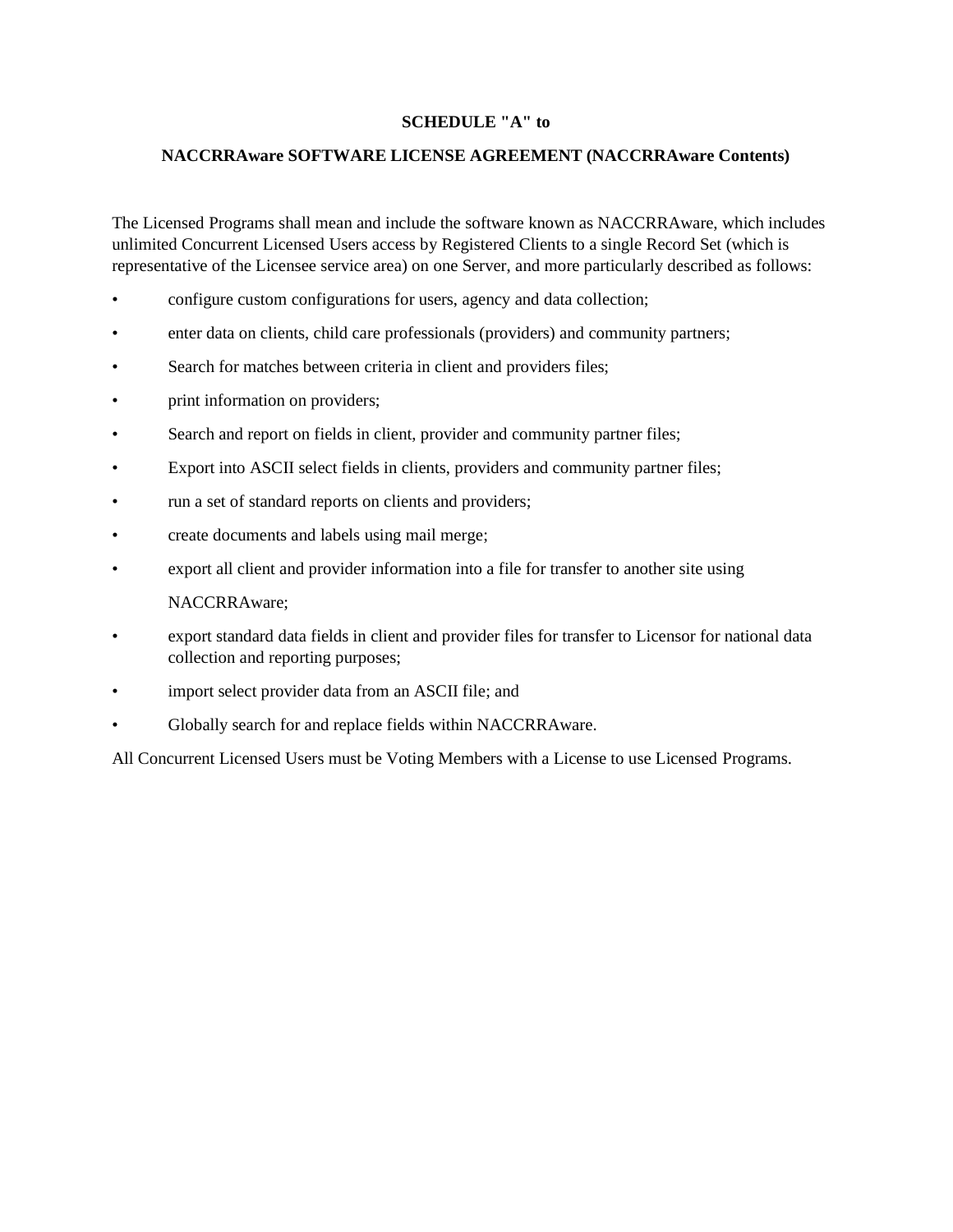**SCHEDULE "A" to**

**NACCRRAware SOFTWARE LICENSE AGREEMENT (NACCRRAware Contents)**

The Licensed Programs shall mean and include the software known as NACCRRAware, which includes unlimited Concurrent Licensed Users access by Registered Clients to a single Record Set (which is representative of the Licensee service area) on one Server, and more particularly described as follows:

- configure custom configurations for users, agency and data collection;
- enter data on clients, child care professionals (providers) and community partners;
- Search for matches between criteria in client and providers files;
- print information on providers;
- Search and report on fields in client, provider and community partner files;
- Export into ASCII select fields in clients, providers and community partner files;
- run a set of standard reports on clients and providers;
- create documents and labels using mail merge;
- export all client and provider information into a file for transfer to another site using NACCRRAware;
- export standard data fields in client and provider files for transfer to Licensor for national data collection and reporting purposes;
- import select provider data from an ASCII file; and
- Globally search for and replace fields within NACCRRAware.

All Concurrent Licensed Users must be Voting Members with a License to use Licensed Programs.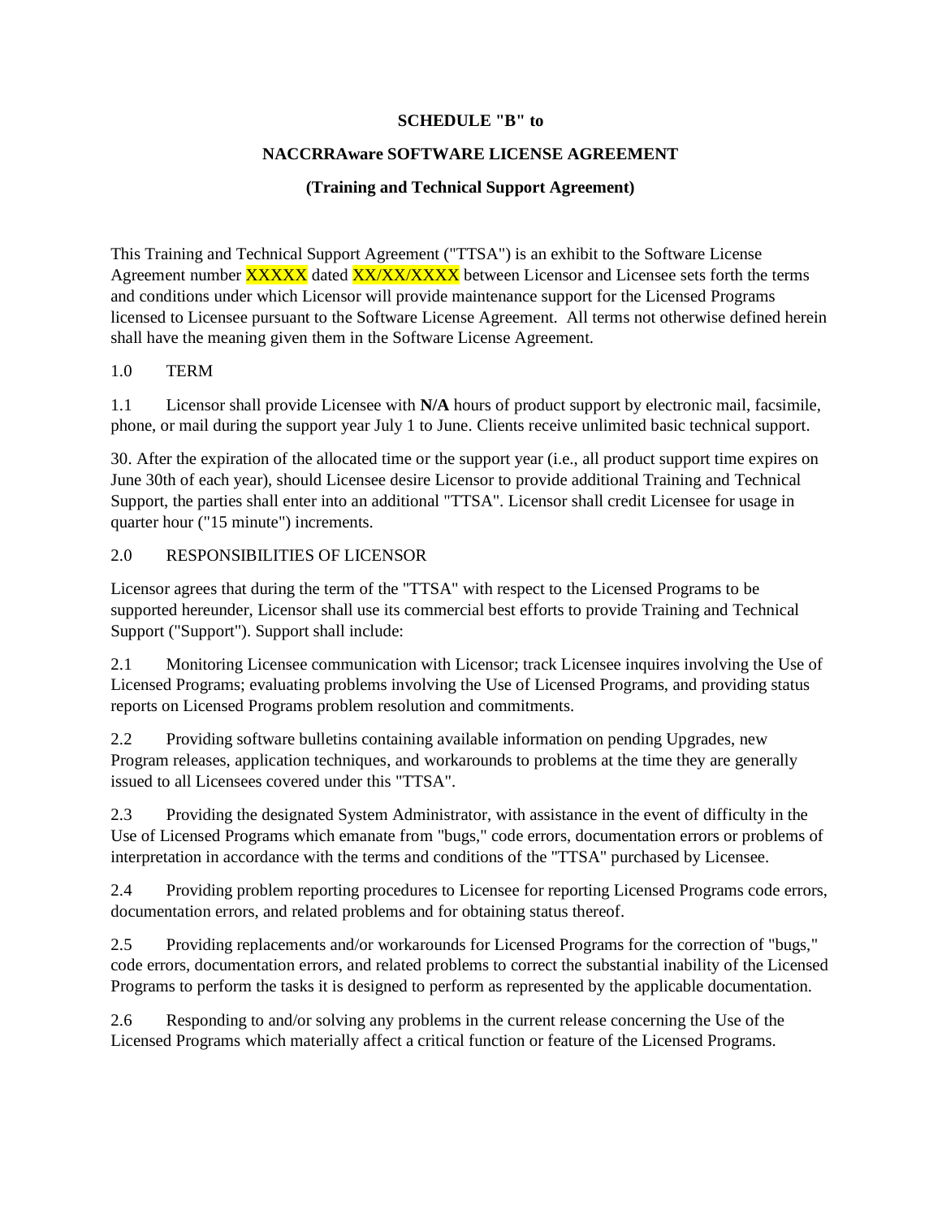**SCHEDULE "B" to**

**NACCRRAware SOFTWARE LICENSE AGREEMENT**

**(Training and Technical Support Agreement)**

This Training and Technical Support Agreement ("TTSA") is an exhibit to the Software License Agreement number XXXXX dated XX/XX/XXXX between Licensor and Licensee sets forth the terms and conditions under which Licensor will provide maintenance support for the Licensed Programs licensed to Licensee pursuant to the Software License Agreement. All terms not otherwise defined herein shall have the meaning given them in the Software License Agreement.

1.0 TERM

1.1 Licensor shall provide Licensee with **N/A** hours of product support by electronic mail, facsimile, phone, or mail during the support year July 1 to June. Clients receive unlimited basic technical support.

30. After the expiration of the allocated time or the support year (i.e., all product support time expires on June 30th of each year), should Licensee desire Licensor to provide additional Training and Technical Support, the parties shall enter into an additional "TTSA". Licensor shall credit Licensee for usage in quarter hour ("15 minute") increments.

2.0 RESPONSIBILITIES OF LICENSOR

Licensor agrees that during the term of the "TTSA" with respect to the Licensed Programs to be supported hereunder, Licensor shall use its commercial best efforts to provide Training and Technical Support ("Support"). Support shall include:

2.1 Monitoring Licensee communication with Licensor; track Licensee inquires involving the Use of Licensed Programs; evaluating problems involving the Use of Licensed Programs, and providing status reports on Licensed Programs problem resolution and commitments.

2.2 Providing software bulletins containing available information on pending Upgrades, new Program releases, application techniques, and workarounds to problems at the time they are generally issued to all Licensees covered under this "TTSA".

2.3 Providing the designated System Administrator, with assistance in the event of difficulty in the Use of Licensed Programs which emanate from "bugs," code errors, documentation errors or problems of interpretation in accordance with the terms and conditions of the "TTSA" purchased by Licensee.

2.4 Providing problem reporting procedures to Licensee for reporting Licensed Programs code errors, documentation errors, and related problems and for obtaining status thereof.

2.5 Providing replacements and/or workarounds for Licensed Programs for the correction of "bugs," code errors, documentation errors, and related problems to correct the substantial inability of the Licensed Programs to perform the tasks it is designed to perform as represented by the applicable documentation.

2.6 Responding to and/or solving any problems in the current release concerning the Use of the Licensed Programs which materially affect a critical function or feature of the Licensed Programs.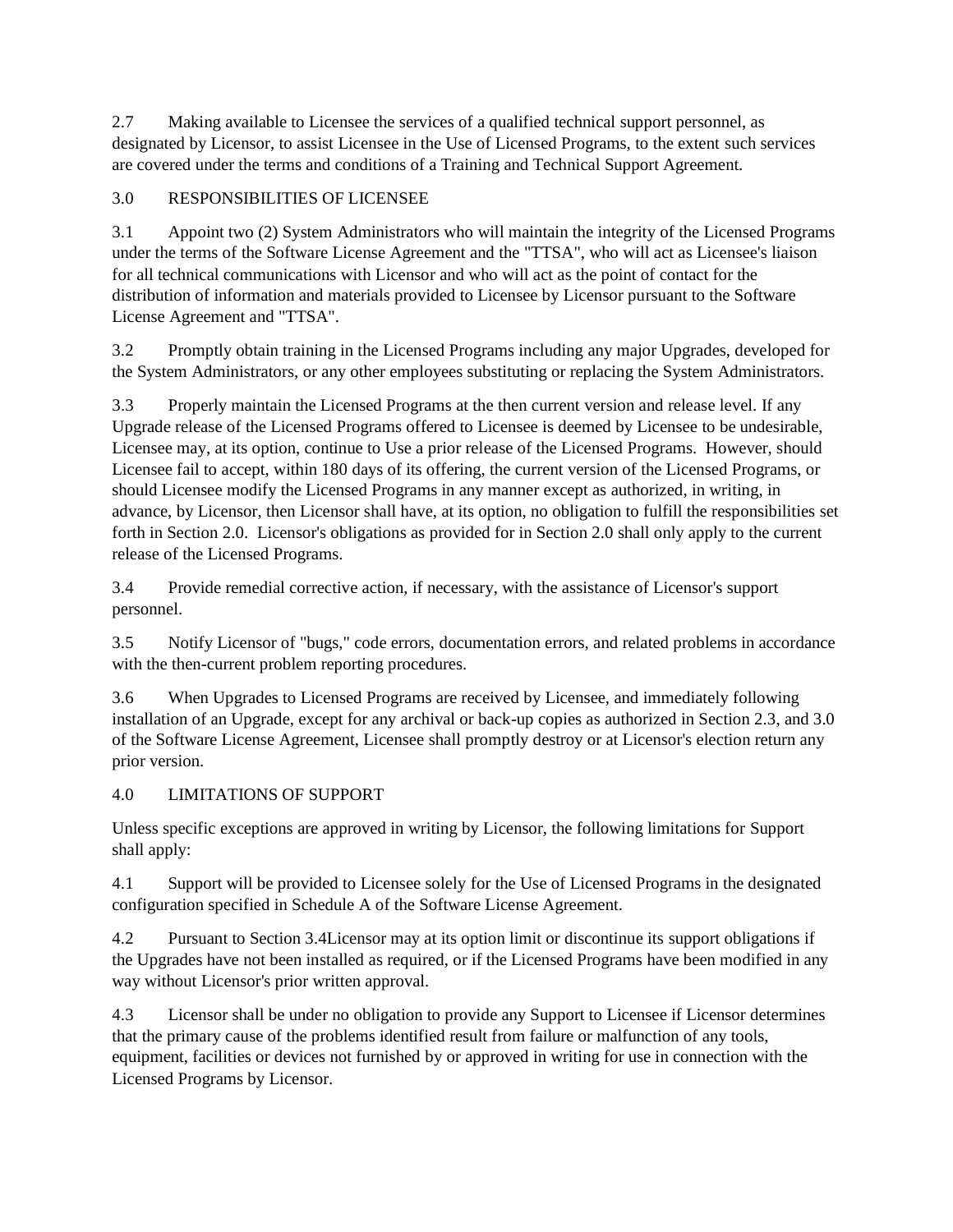2.7 Making available to Licensee the services of a qualified technical support personnel, as designated by Licensor, to assist Licensee in the Use of Licensed Programs, to the extent such services are covered under the terms and conditions of a Training and Technical Support Agreement.

3.0 RESPONSIBILITIES OF LICENSEE

3.1 Appoint two (2) System Administrators who will maintain the integrity of the Licensed Programs under the terms of the Software License Agreement and the "TTSA", who will act as Licensee's liaison for all technical communications with Licensor and who will act as the point of contact for the distribution of information and materials provided to Licensee by Licensor pursuant to the Software License Agreement and "TTSA".

3.2 Promptly obtain training in the Licensed Programs including any major Upgrades, developed for the System Administrators, or any other employees substituting or replacing the System Administrators.

3.3 Properly maintain the Licensed Programs at the then current version and release level. If any Upgrade release of the Licensed Programs offered to Licensee is deemed by Licensee to be undesirable, Licensee may, at its option, continue to Use a prior release of the Licensed Programs. However, should Licensee fail to accept, within 180 days of its offering, the current version of the Licensed Programs, or should Licensee modify the Licensed Programs in any manner except as authorized, in writing, in advance, by Licensor, then Licensor shall have, at its option, no obligation to fulfill the responsibilities set forth in Section 2.0. Licensor's obligations as provided for in Section 2.0 shall only apply to the current release of the Licensed Programs.

3.4 Provide remedial corrective action, if necessary, with the assistance of Licensor's support personnel.

3.5 Notify Licensor of "bugs," code errors, documentation errors, and related problems in accordance with the then-current problem reporting procedures.

3.6 When Upgrades to Licensed Programs are received by Licensee, and immediately following installation of an Upgrade, except for any archival or back-up copies as authorized in Section 2.3, and 3.0 of the Software License Agreement, Licensee shall promptly destroy or at Licensor's election return any prior version.

4.0 LIMITATIONS OF SUPPORT

Unless specific exceptions are approved in writing by Licensor, the following limitations for Support shall apply:

4.1 Support will be provided to Licensee solely for the Use of Licensed Programs in the designated configuration specified in Schedule A of the Software License Agreement.

4.2 Pursuant to Section 3.4Licensor may at its option limit or discontinue its support obligations if the Upgrades have not been installed as required, or if the Licensed Programs have been modified in any way without Licensor's prior written approval.

4.3 Licensor shall be under no obligation to provide any Support to Licensee if Licensor determines that the primary cause of the problems identified result from failure or malfunction of any tools, equipment, facilities or devices not furnished by or approved in writing for use in connection with the Licensed Programs by Licensor.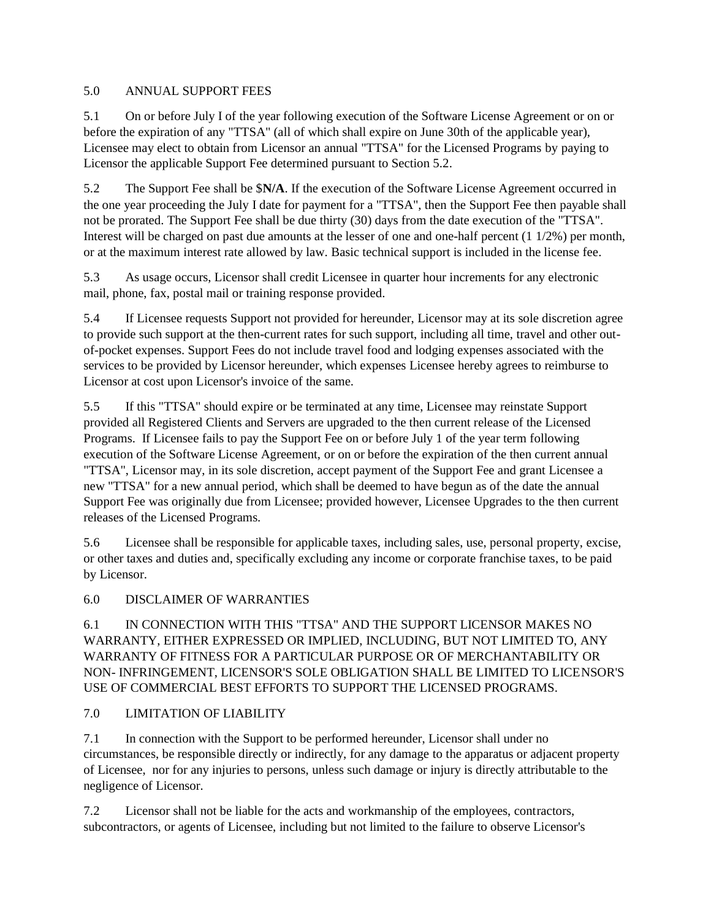## 5.0 ANNUAL SUPPORT FEES

5.1 On or before July I of the year following execution of the Software License Agreement or on or before the expiration of any "TTSA" (all of which shall expire on June 30th of the applicable year), Licensee may elect to obtain from Licensor an annual "TTSA" for the Licensed Programs by paying to Licensor the applicable Support Fee determined pursuant to Section 5.2.

5.2 The Support Fee shall be $**N/A**. If the execution of the Software License Agreement occurred in the one year proceeding the July I date for payment for a "TTSA", then the Support Fee then payable shall not be prorated. The Support Fee shall be due thirty (30) days from the date execution of the "TTSA". Interest will be charged on past due amounts at the lesser of one and one-half percent (1 1/2%) per month, or at the maximum interest rate allowed by law. Basic technical support is included in the license fee.

5.3 As usage occurs, Licensor shall credit Licensee in quarter hour increments for any electronic mail, phone, fax, postal mail or training response provided.

5.4 If Licensee requests Support not provided for hereunder, Licensor may at its sole discretion agree to provide such support at the then-current rates for such support, including all time, travel and other out-of-pocket expenses. Support Fees do not include travel food and lodging expenses associated with the services to be provided by Licensor hereunder, which expenses Licensee hereby agrees to reimburse to Licensor at cost upon Licensor's invoice of the same.

5.5 If this "TTSA" should expire or be terminated at any time, Licensee may reinstate Support provided all Registered Clients and Servers are upgraded to the then current release of the Licensed Programs. If Licensee fails to pay the Support Fee on or before July 1 of the year term following execution of the Software License Agreement, or on or before the expiration of the then current annual "TTSA", Licensor may, in its sole discretion, accept payment of the Support Fee and grant Licensee a new "TTSA" for a new annual period, which shall be deemed to have begun as of the date the annual Support Fee was originally due from Licensee; provided however, Licensee Upgrades to the then current releases of the Licensed Programs.

5.6 Licensee shall be responsible for applicable taxes, including sales, use, personal property, excise, or other taxes and duties and, specifically excluding any income or corporate franchise taxes, to be paid by Licensor.

## 6.0 DISCLAIMER OF WARRANTIES

6.1 IN CONNECTION WITH THIS "TTSA" AND THE SUPPORT LICENSOR MAKES NO WARRANTY, EITHER EXPRESSED OR IMPLIED, INCLUDING, BUT NOT LIMITED TO, ANY WARRANTY OF FITNESS FOR A PARTICULAR PURPOSE OR OF MERCHANTABILITY OR NON- INFRINGEMENT, LICENSOR'S SOLE OBLIGATION SHALL BE LIMITED TO LICENSOR'S USE OF COMMERCIAL BEST EFFORTS TO SUPPORT THE LICENSED PROGRAMS.

## 7.0 LIMITATION OF LIABILITY

7.1 In connection with the Support to be performed hereunder, Licensor shall under no circumstances, be responsible directly or indirectly, for any damage to the apparatus or adjacent property of Licensee, nor for any injuries to persons, unless such damage or injury is directly attributable to the negligence of Licensor.

7.2 Licensor shall not be liable for the acts and workmanship of the employees, contractors, subcontractors, or agents of Licensee, including but not limited to the failure to observe Licensor's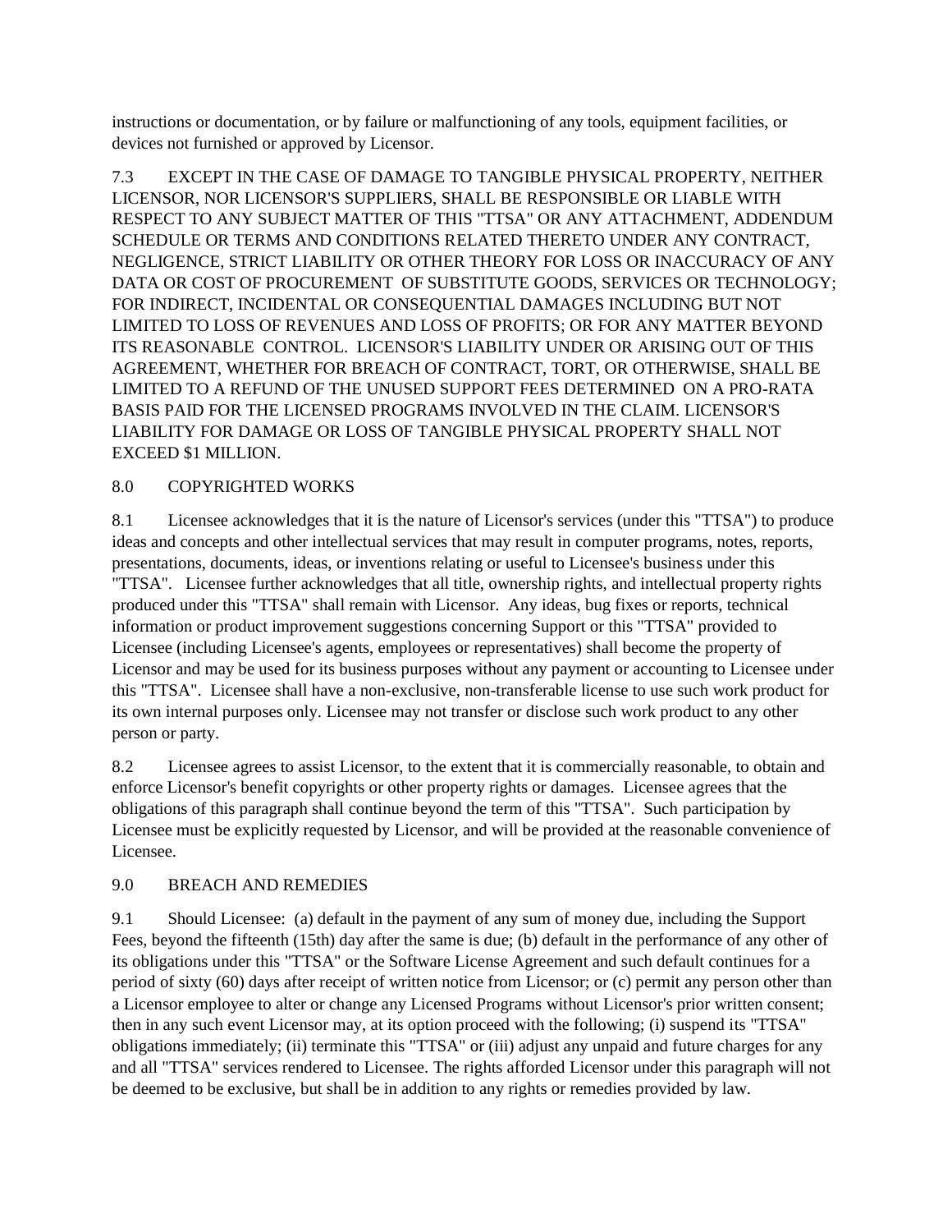instructions or documentation, or by failure or malfunctioning of any tools, equipment facilities, or devices not furnished or approved by Licensor.

7.3 EXCEPT IN THE CASE OF DAMAGE TO TANGIBLE PHYSICAL PROPERTY, NEITHER LICENSOR, NOR LICENSOR'S SUPPLIERS, SHALL BE RESPONSIBLE OR LIABLE WITH RESPECT TO ANY SUBJECT MATTER OF THIS "TTSA" OR ANY ATTACHMENT, ADDENDUM SCHEDULE OR TERMS AND CONDITIONS RELATED THERETO UNDER ANY CONTRACT, NEGLIGENCE, STRICT LIABILITY OR OTHER THEORY FOR LOSS OR INACCURACY OF ANY DATA OR COST OF PROCUREMENT OF SUBSTITUTE GOODS, SERVICES OR TECHNOLOGY; FOR INDIRECT, INCIDENTAL OR CONSEQUENTIAL DAMAGES INCLUDING BUT NOT LIMITED TO LOSS OF REVENUES AND LOSS OF PROFITS; OR FOR ANY MATTER BEYOND ITS REASONABLE CONTROL. LICENSOR'S LIABILITY UNDER OR ARISING OUT OF THIS AGREEMENT, WHETHER FOR BREACH OF CONTRACT, TORT, OR OTHERWISE, SHALL BE LIMITED TO A REFUND OF THE UNUSED SUPPORT FEES DETERMINED ON A PRO-RATA BASIS PAID FOR THE LICENSED PROGRAMS INVOLVED IN THE CLAIM. LICENSOR'S LIABILITY FOR DAMAGE OR LOSS OF TANGIBLE PHYSICAL PROPERTY SHALL NOT EXCEED $1 MILLION.

8.0 COPYRIGHTED WORKS

8.1 Licensee acknowledges that it is the nature of Licensor's services (under this "TTSA") to produce ideas and concepts and other intellectual services that may result in computer programs, notes, reports, presentations, documents, ideas, or inventions relating or useful to Licensee's business under this "TTSA". Licensee further acknowledges that all title, ownership rights, and intellectual property rights produced under this "TTSA" shall remain with Licensor. Any ideas, bug fixes or reports, technical information or product improvement suggestions concerning Support or this "TTSA" provided to Licensee (including Licensee's agents, employees or representatives) shall become the property of Licensor and may be used for its business purposes without any payment or accounting to Licensee under this "TTSA". Licensee shall have a non-exclusive, non-transferable license to use such work product for its own internal purposes only. Licensee may not transfer or disclose such work product to any other person or party.

8.2 Licensee agrees to assist Licensor, to the extent that it is commercially reasonable, to obtain and enforce Licensor's benefit copyrights or other property rights or damages. Licensee agrees that the obligations of this paragraph shall continue beyond the term of this "TTSA". Such participation by Licensee must be explicitly requested by Licensor, and will be provided at the reasonable convenience of Licensee.

9.0 BREACH AND REMEDIES

9.1 Should Licensee: (a) default in the payment of any sum of money due, including the Support Fees, beyond the fifteenth (15th) day after the same is due; (b) default in the performance of any other of its obligations under this "TTSA" or the Software License Agreement and such default continues for a period of sixty (60) days after receipt of written notice from Licensor; or (c) permit any person other than a Licensor employee to alter or change any Licensed Programs without Licensor's prior written consent; then in any such event Licensor may, at its option proceed with the following; (i) suspend its "TTSA" obligations immediately; (ii) terminate this "TTSA" or (iii) adjust any unpaid and future charges for any and all "TTSA" services rendered to Licensee. The rights afforded Licensor under this paragraph will not be deemed to be exclusive, but shall be in addition to any rights or remedies provided by law.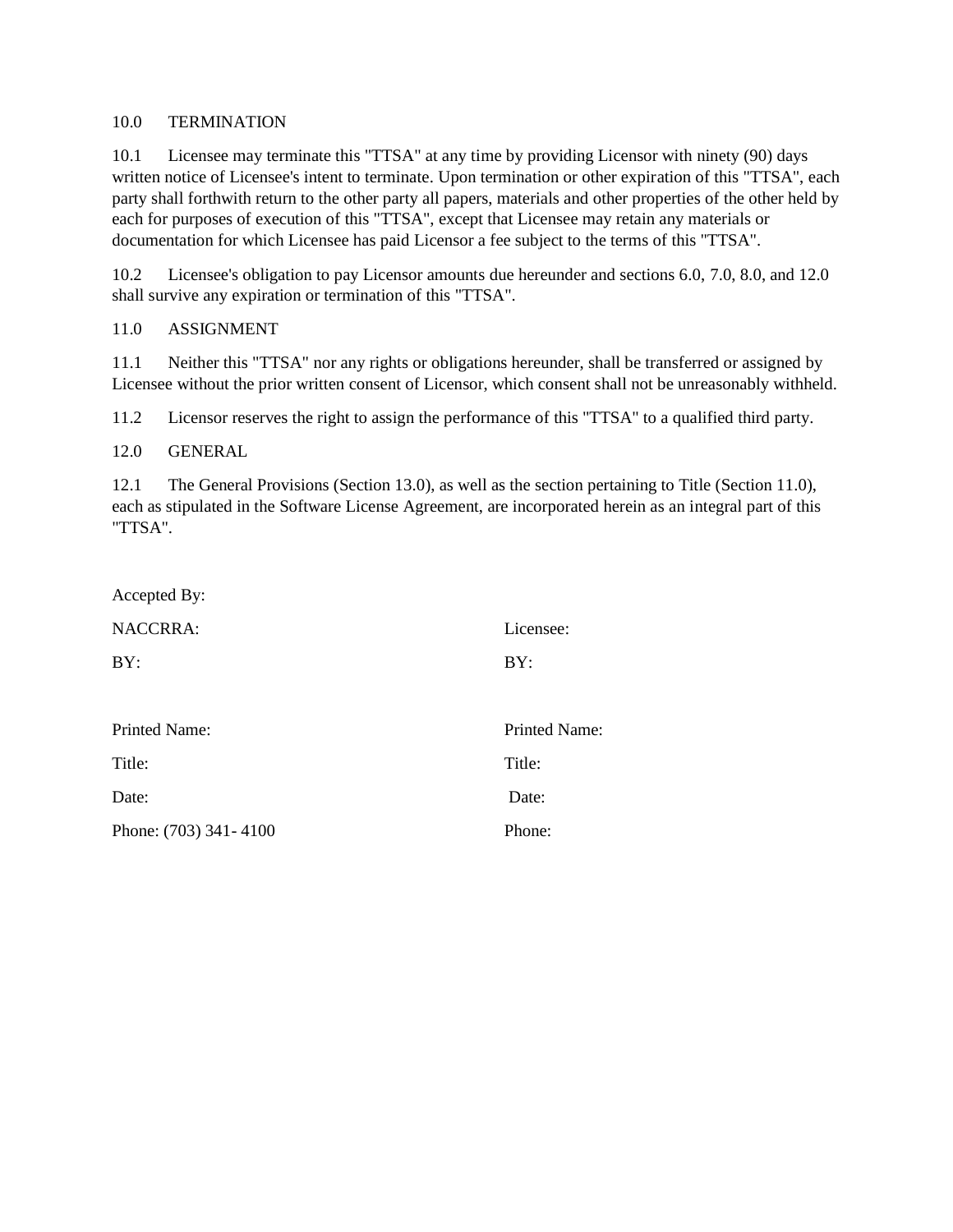10.0 TERMINATION

10.1 Licensee may terminate this "TTSA" at any time by providing Licensor with ninety (90) days written notice of Licensee's intent to terminate. Upon termination or other expiration of this "TTSA", each party shall forthwith return to the other party all papers, materials and other properties of the other held by each for purposes of execution of this "TTSA", except that Licensee may retain any materials or documentation for which Licensee has paid Licensor a fee subject to the terms of this "TTSA".

10.2 Licensee's obligation to pay Licensor amounts due hereunder and sections 6.0, 7.0, 8.0, and 12.0 shall survive any expiration or termination of this "TTSA".

11.0 ASSIGNMENT

11.1 Neither this "TTSA" nor any rights or obligations hereunder, shall be transferred or assigned by Licensee without the prior written consent of Licensor, which consent shall not be unreasonably withheld.

11.2 Licensor reserves the right to assign the performance of this "TTSA" to a qualified third party.

12.0 GENERAL

12.1 The General Provisions (Section 13.0), as well as the section pertaining to Title (Section 11.0), each as stipulated in the Software License Agreement, are incorporated herein as an integral part of this "TTSA".

Accepted By:

| NACCRRA: | Licensee: |
|---|---|
| BY: | BY: |
| Printed Name: | Printed Name: |
| Title: | Title: |
| Date: | Date: |
| Phone: (703) 341- 4100 | Phone: |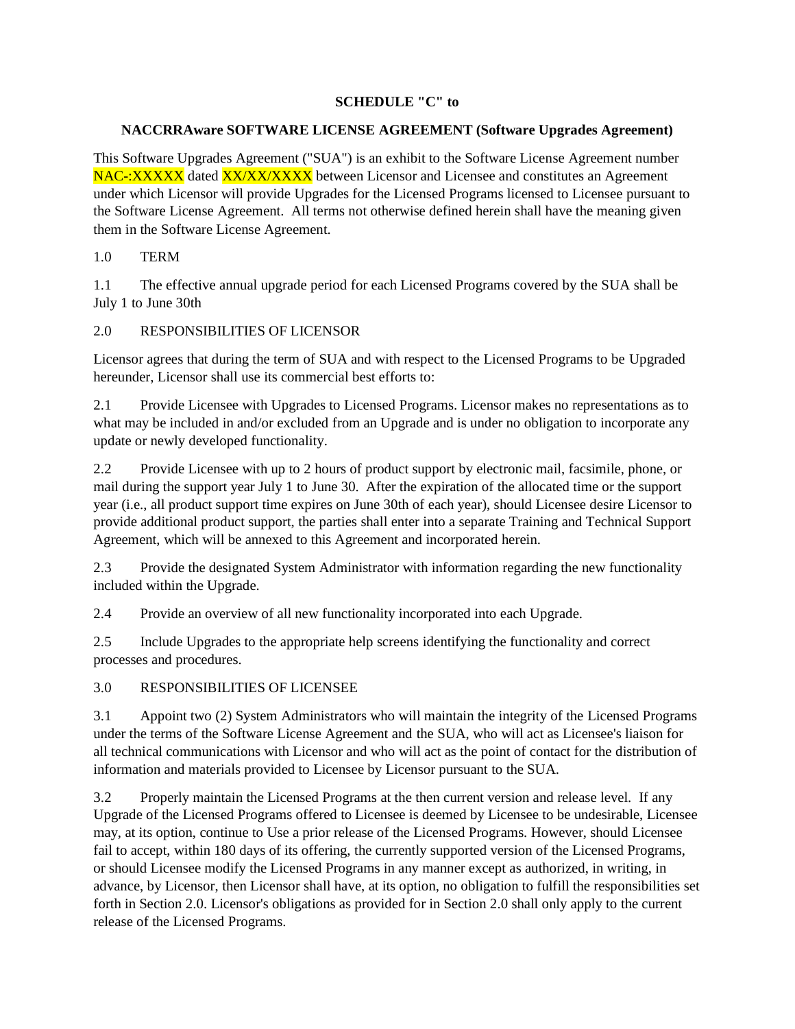**SCHEDULE "C" to**

**NACCRRAware SOFTWARE LICENSE AGREEMENT (Software Upgrades Agreement)**

This Software Upgrades Agreement ("SUA") is an exhibit to the Software License Agreement number NAC-:XXXXX dated XX/XX/XXXX between Licensor and Licensee and constitutes an Agreement under which Licensor will provide Upgrades for the Licensed Programs licensed to Licensee pursuant to the Software License Agreement. All terms not otherwise defined herein shall have the meaning given them in the Software License Agreement.

1.0 TERM

1.1 The effective annual upgrade period for each Licensed Programs covered by the SUA shall be July 1 to June 30th

2.0 RESPONSIBILITIES OF LICENSOR

Licensor agrees that during the term of SUA and with respect to the Licensed Programs to be Upgraded hereunder, Licensor shall use its commercial best efforts to:

2.1 Provide Licensee with Upgrades to Licensed Programs. Licensor makes no representations as to what may be included in and/or excluded from an Upgrade and is under no obligation to incorporate any update or newly developed functionality.

2.2 Provide Licensee with up to 2 hours of product support by electronic mail, facsimile, phone, or mail during the support year July 1 to June 30. After the expiration of the allocated time or the support year (i.e., all product support time expires on June 30th of each year), should Licensee desire Licensor to provide additional product support, the parties shall enter into a separate Training and Technical Support Agreement, which will be annexed to this Agreement and incorporated herein.

2.3 Provide the designated System Administrator with information regarding the new functionality included within the Upgrade.

2.4 Provide an overview of all new functionality incorporated into each Upgrade.

2.5 Include Upgrades to the appropriate help screens identifying the functionality and correct processes and procedures.

3.0 RESPONSIBILITIES OF LICENSEE

3.1 Appoint two (2) System Administrators who will maintain the integrity of the Licensed Programs under the terms of the Software License Agreement and the SUA, who will act as Licensee's liaison for all technical communications with Licensor and who will act as the point of contact for the distribution of information and materials provided to Licensee by Licensor pursuant to the SUA.

3.2 Properly maintain the Licensed Programs at the then current version and release level. If any Upgrade of the Licensed Programs offered to Licensee is deemed by Licensee to be undesirable, Licensee may, at its option, continue to Use a prior release of the Licensed Programs. However, should Licensee fail to accept, within 180 days of its offering, the currently supported version of the Licensed Programs, or should Licensee modify the Licensed Programs in any manner except as authorized, in writing, in advance, by Licensor, then Licensor shall have, at its option, no obligation to fulfill the responsibilities set forth in Section 2.0. Licensor's obligations as provided for in Section 2.0 shall only apply to the current release of the Licensed Programs.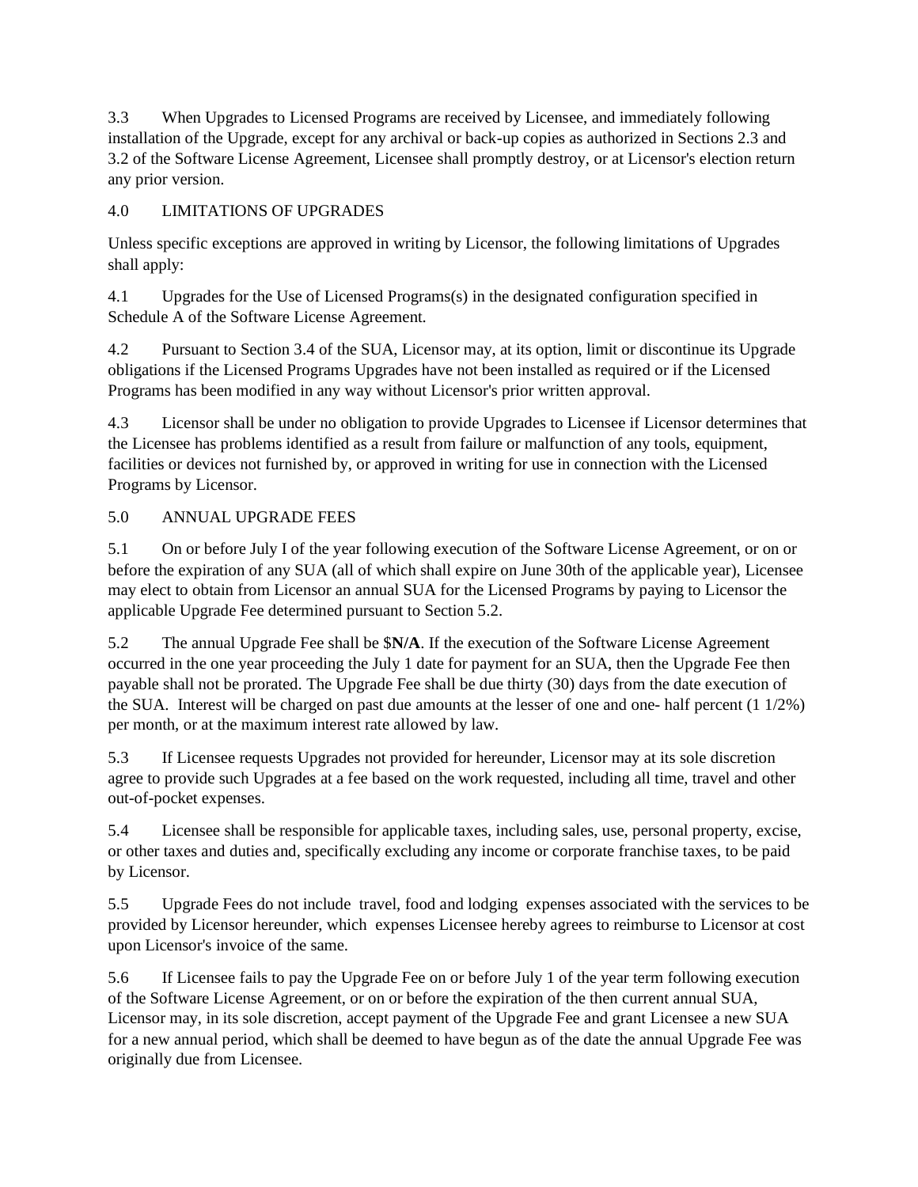3.3 When Upgrades to Licensed Programs are received by Licensee, and immediately following installation of the Upgrade, except for any archival or back-up copies as authorized in Sections 2.3 and 3.2 of the Software License Agreement, Licensee shall promptly destroy, or at Licensor's election return any prior version.

4.0 LIMITATIONS OF UPGRADES

Unless specific exceptions are approved in writing by Licensor, the following limitations of Upgrades shall apply:

4.1 Upgrades for the Use of Licensed Programs(s) in the designated configuration specified in Schedule A of the Software License Agreement.

4.2 Pursuant to Section 3.4 of the SUA, Licensor may, at its option, limit or discontinue its Upgrade obligations if the Licensed Programs Upgrades have not been installed as required or if the Licensed Programs has been modified in any way without Licensor's prior written approval.

4.3 Licensor shall be under no obligation to provide Upgrades to Licensee if Licensor determines that the Licensee has problems identified as a result from failure or malfunction of any tools, equipment, facilities or devices not furnished by, or approved in writing for use in connection with the Licensed Programs by Licensor.

5.0 ANNUAL UPGRADE FEES

5.1 On or before July I of the year following execution of the Software License Agreement, or on or before the expiration of any SUA (all of which shall expire on June 30th of the applicable year), Licensee may elect to obtain from Licensor an annual SUA for the Licensed Programs by paying to Licensor the applicable Upgrade Fee determined pursuant to Section 5.2.

5.2 The annual Upgrade Fee shall be $**N/A**. If the execution of the Software License Agreement occurred in the one year proceeding the July 1 date for payment for an SUA, then the Upgrade Fee then payable shall not be prorated. The Upgrade Fee shall be due thirty (30) days from the date execution of the SUA. Interest will be charged on past due amounts at the lesser of one and one- half percent (1 1/2%) per month, or at the maximum interest rate allowed by law.

5.3 If Licensee requests Upgrades not provided for hereunder, Licensor may at its sole discretion agree to provide such Upgrades at a fee based on the work requested, including all time, travel and other out-of-pocket expenses.

5.4 Licensee shall be responsible for applicable taxes, including sales, use, personal property, excise, or other taxes and duties and, specifically excluding any income or corporate franchise taxes, to be paid by Licensor.

5.5 Upgrade Fees do not include travel, food and lodging expenses associated with the services to be provided by Licensor hereunder, which expenses Licensee hereby agrees to reimburse to Licensor at cost upon Licensor's invoice of the same.

5.6 If Licensee fails to pay the Upgrade Fee on or before July 1 of the year term following execution of the Software License Agreement, or on or before the expiration of the then current annual SUA, Licensor may, in its sole discretion, accept payment of the Upgrade Fee and grant Licensee a new SUA for a new annual period, which shall be deemed to have begun as of the date the annual Upgrade Fee was originally due from Licensee.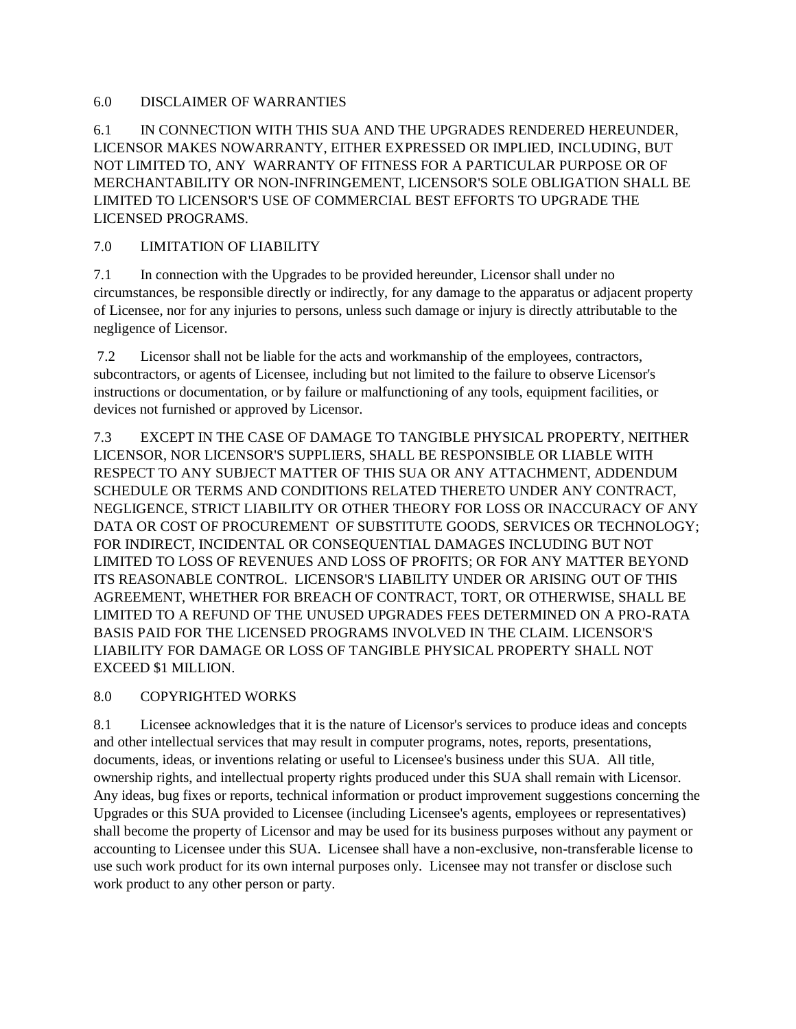## 6.0 DISCLAIMER OF WARRANTIES

6.1 IN CONNECTION WITH THIS SUA AND THE UPGRADES RENDERED HEREUNDER, LICENSOR MAKES NOWARRANTY, EITHER EXPRESSED OR IMPLIED, INCLUDING, BUT NOT LIMITED TO, ANY WARRANTY OF FITNESS FOR A PARTICULAR PURPOSE OR OF MERCHANTABILITY OR NON-INFRINGEMENT, LICENSOR'S SOLE OBLIGATION SHALL BE LIMITED TO LICENSOR'S USE OF COMMERCIAL BEST EFFORTS TO UPGRADE THE LICENSED PROGRAMS.

## 7.0 LIMITATION OF LIABILITY

7.1 In connection with the Upgrades to be provided hereunder, Licensor shall under no circumstances, be responsible directly or indirectly, for any damage to the apparatus or adjacent property of Licensee, nor for any injuries to persons, unless such damage or injury is directly attributable to the negligence of Licensor.

7.2 Licensor shall not be liable for the acts and workmanship of the employees, contractors, subcontractors, or agents of Licensee, including but not limited to the failure to observe Licensor's instructions or documentation, or by failure or malfunctioning of any tools, equipment facilities, or devices not furnished or approved by Licensor.

7.3 EXCEPT IN THE CASE OF DAMAGE TO TANGIBLE PHYSICAL PROPERTY, NEITHER LICENSOR, NOR LICENSOR'S SUPPLIERS, SHALL BE RESPONSIBLE OR LIABLE WITH RESPECT TO ANY SUBJECT MATTER OF THIS SUA OR ANY ATTACHMENT, ADDENDUM SCHEDULE OR TERMS AND CONDITIONS RELATED THERETO UNDER ANY CONTRACT, NEGLIGENCE, STRICT LIABILITY OR OTHER THEORY FOR LOSS OR INACCURACY OF ANY DATA OR COST OF PROCUREMENT OF SUBSTITUTE GOODS, SERVICES OR TECHNOLOGY; FOR INDIRECT, INCIDENTAL OR CONSEQUENTIAL DAMAGES INCLUDING BUT NOT LIMITED TO LOSS OF REVENUES AND LOSS OF PROFITS; OR FOR ANY MATTER BEYOND ITS REASONABLE CONTROL. LICENSOR'S LIABILITY UNDER OR ARISING OUT OF THIS AGREEMENT, WHETHER FOR BREACH OF CONTRACT, TORT, OR OTHERWISE, SHALL BE LIMITED TO A REFUND OF THE UNUSED UPGRADES FEES DETERMINED ON A PRO-RATA BASIS PAID FOR THE LICENSED PROGRAMS INVOLVED IN THE CLAIM. LICENSOR'S LIABILITY FOR DAMAGE OR LOSS OF TANGIBLE PHYSICAL PROPERTY SHALL NOT EXCEED $1 MILLION.

## 8.0 COPYRIGHTED WORKS

8.1 Licensee acknowledges that it is the nature of Licensor's services to produce ideas and concepts and other intellectual services that may result in computer programs, notes, reports, presentations, documents, ideas, or inventions relating or useful to Licensee's business under this SUA. All title, ownership rights, and intellectual property rights produced under this SUA shall remain with Licensor. Any ideas, bug fixes or reports, technical information or product improvement suggestions concerning the Upgrades or this SUA provided to Licensee (including Licensee's agents, employees or representatives) shall become the property of Licensor and may be used for its business purposes without any payment or accounting to Licensee under this SUA. Licensee shall have a non-exclusive, non-transferable license to use such work product for its own internal purposes only. Licensee may not transfer or disclose such work product to any other person or party.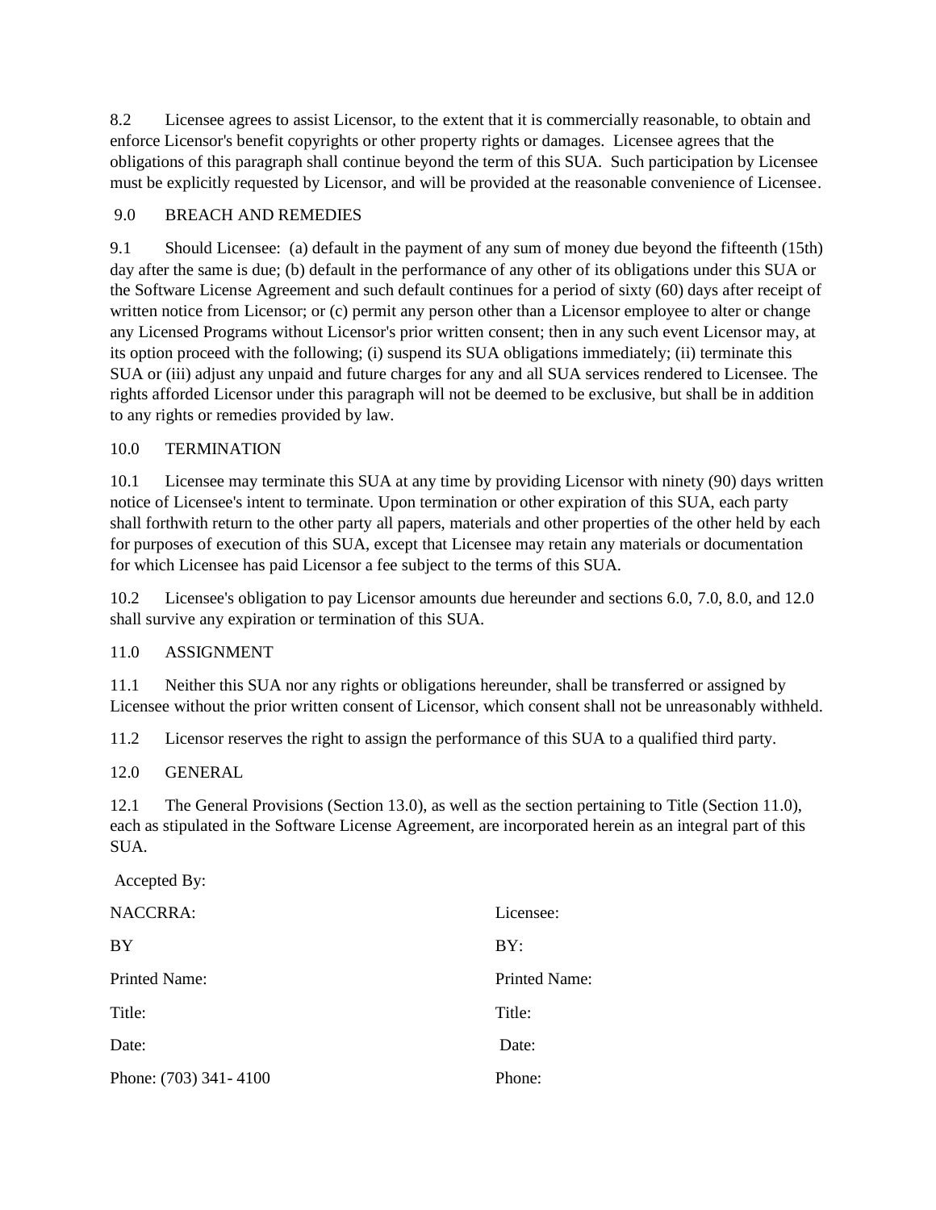8.2 Licensee agrees to assist Licensor, to the extent that it is commercially reasonable, to obtain and enforce Licensor's benefit copyrights or other property rights or damages. Licensee agrees that the obligations of this paragraph shall continue beyond the term of this SUA. Such participation by Licensee must be explicitly requested by Licensor, and will be provided at the reasonable convenience of Licensee.

## 9.0 BREACH AND REMEDIES

9.1 Should Licensee: (a) default in the payment of any sum of money due beyond the fifteenth (15th) day after the same is due; (b) default in the performance of any other of its obligations under this SUA or the Software License Agreement and such default continues for a period of sixty (60) days after receipt of written notice from Licensor; or (c) permit any person other than a Licensor employee to alter or change any Licensed Programs without Licensor's prior written consent; then in any such event Licensor may, at its option proceed with the following; (i) suspend its SUA obligations immediately; (ii) terminate this SUA or (iii) adjust any unpaid and future charges for any and all SUA services rendered to Licensee. The rights afforded Licensor under this paragraph will not be deemed to be exclusive, but shall be in addition to any rights or remedies provided by law.

## 10.0 TERMINATION

10.1 Licensee may terminate this SUA at any time by providing Licensor with ninety (90) days written notice of Licensee's intent to terminate. Upon termination or other expiration of this SUA, each party shall forthwith return to the other party all papers, materials and other properties of the other held by each for purposes of execution of this SUA, except that Licensee may retain any materials or documentation for which Licensee has paid Licensor a fee subject to the terms of this SUA.

10.2 Licensee's obligation to pay Licensor amounts due hereunder and sections 6.0, 7.0, 8.0, and 12.0 shall survive any expiration or termination of this SUA.

## 11.0 ASSIGNMENT

11.1 Neither this SUA nor any rights or obligations hereunder, shall be transferred or assigned by Licensee without the prior written consent of Licensor, which consent shall not be unreasonably withheld.

11.2 Licensor reserves the right to assign the performance of this SUA to a qualified third party.

## 12.0 GENERAL

12.1 The General Provisions (Section 13.0), as well as the section pertaining to Title (Section 11.0), each as stipulated in the Software License Agreement, are incorporated herein as an integral part of this SUA.

Accepted By:

| NACCRRA: | Licensee: |
|---|---|
| BY | BY: |
| Printed Name: | Printed Name: |
| Title: | Title: |
| Date: | Date: |
| Phone: (703) 341- 4100 | Phone: |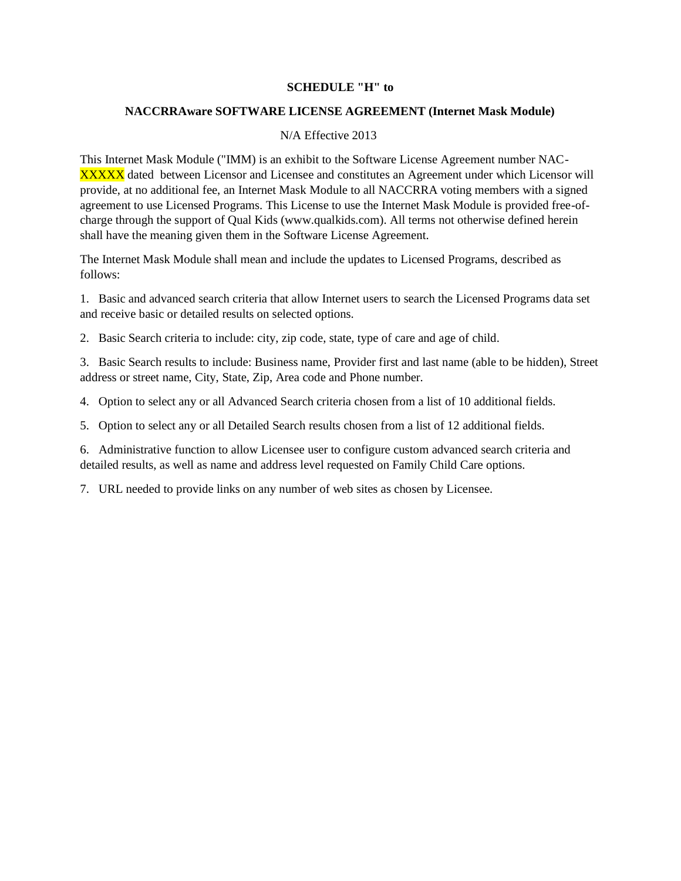**SCHEDULE "H" to**

**NACCRRAware SOFTWARE LICENSE AGREEMENT (Internet Mask Module)**

N/A Effective 2013

This Internet Mask Module ("IMM) is an exhibit to the Software License Agreement number NAC-XXXXX dated between Licensor and Licensee and constitutes an Agreement under which Licensor will provide, at no additional fee, an Internet Mask Module to all NACCRRA voting members with a signed agreement to use Licensed Programs. This License to use the Internet Mask Module is provided free-of-charge through the support of Qual Kids (www.qualkids.com). All terms not otherwise defined herein shall have the meaning given them in the Software License Agreement.

The Internet Mask Module shall mean and include the updates to Licensed Programs, described as follows:

1. Basic and advanced search criteria that allow Internet users to search the Licensed Programs data set and receive basic or detailed results on selected options.

2. Basic Search criteria to include: city, zip code, state, type of care and age of child.

3. Basic Search results to include: Business name, Provider first and last name (able to be hidden), Street address or street name, City, State, Zip, Area code and Phone number.

4. Option to select any or all Advanced Search criteria chosen from a list of 10 additional fields.

5. Option to select any or all Detailed Search results chosen from a list of 12 additional fields.

6. Administrative function to allow Licensee user to configure custom advanced search criteria and detailed results, as well as name and address level requested on Family Child Care options.

7. URL needed to provide links on any number of web sites as chosen by Licensee.